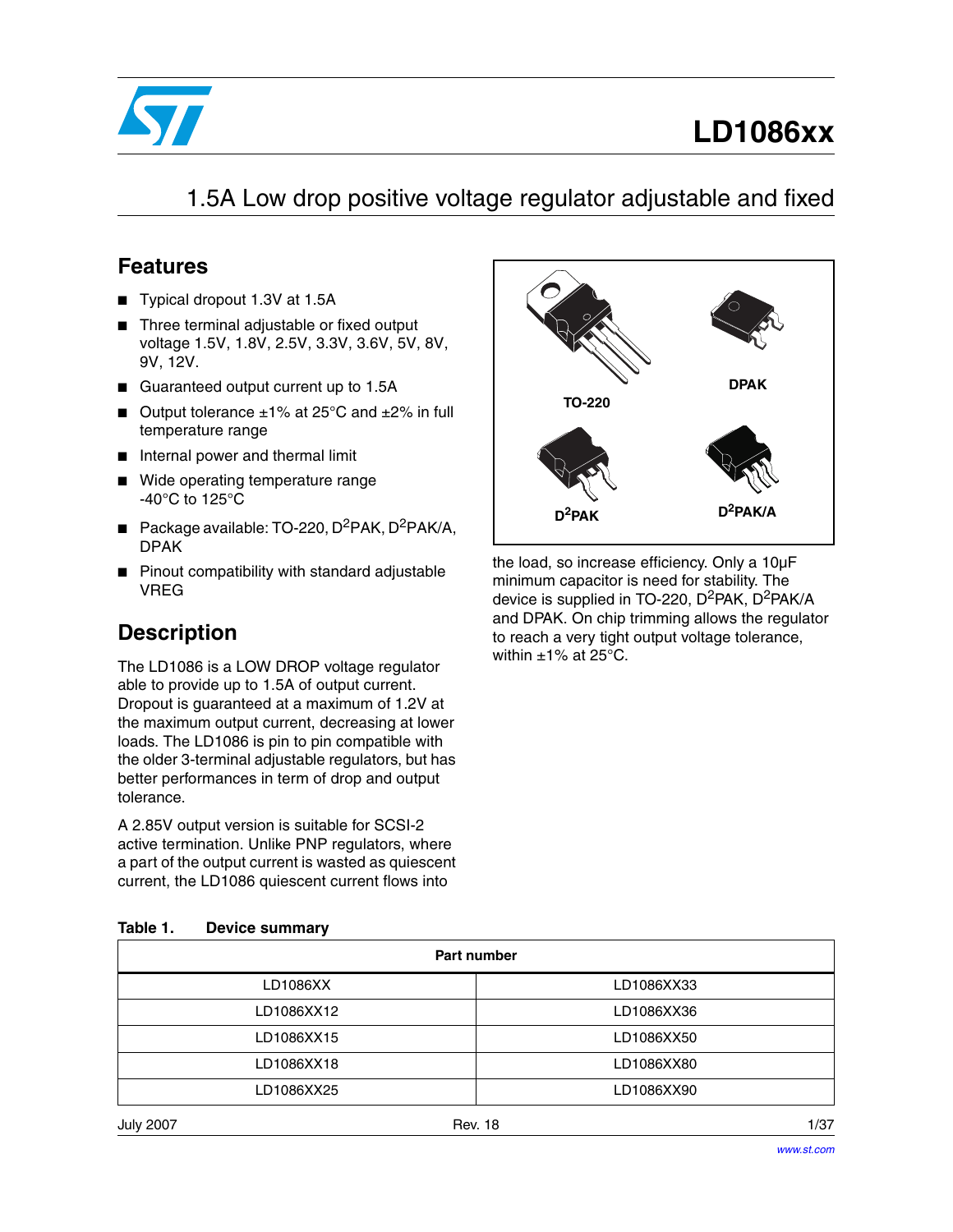# LD1086xx

## 1.5A Low drop positive voltage regulator adjustable and fixed

## Features

- Typical dropout 1.3V at 1.5A
- Three terminal adjustable or fixed output voltage 1.5V, 1.8V, 2.5V, 3.3V, 3.6V, 5V, 8V, 9V, 12V.
- Guaranteed output current up to 1.5A
- Output tolerance ±1% at 25°C and ±2% in full temperature range
- Internal power and thermal limit
- Wide operating temperature range -40°C to 125°C
- Package available: TO-220, $D^2$PAK, $D^2$PAK/A, DPAK
- Pinout compatibility with standard adjustable VREG

TO-220 | DPAK | $D^2$PAK | $D^2$PAK/A

## Description

The LD1086 is a LOW DROP voltage regulator able to provide up to 1.5A of output current. Dropout is guaranteed at a maximum of 1.2V at the maximum output current, decreasing at lower loads. The LD1086 is pin to pin compatible with the older 3-terminal adjustable regulators, but has better performances in term of drop and output tolerance.

A 2.85V output version is suitable for SCSI-2 active termination. Unlike PNP regulators, where a part of the output current is wasted as quiescent current, the LD1086 quiescent current flows into the load, so increase efficiency. Only a 10µF minimum capacitor is need for stability. The device is supplied in TO-220, $D^2$PAK, $D^2$PAK/A and DPAK. On chip trimming allows the regulator to reach a very tight output voltage tolerance, within ±1% at 25°C.

**Table 1. Device summary**

| Part number | |
|---|---|
| LD1086XX | LD1086XX33 |
| LD1086XX12 | LD1086XX36 |
| LD1086XX15 | LD1086XX50 |
| LD1086XX18 | LD1086XX80 |
| LD1086XX25 | LD1086XX90 |

July 2007 Rev. 18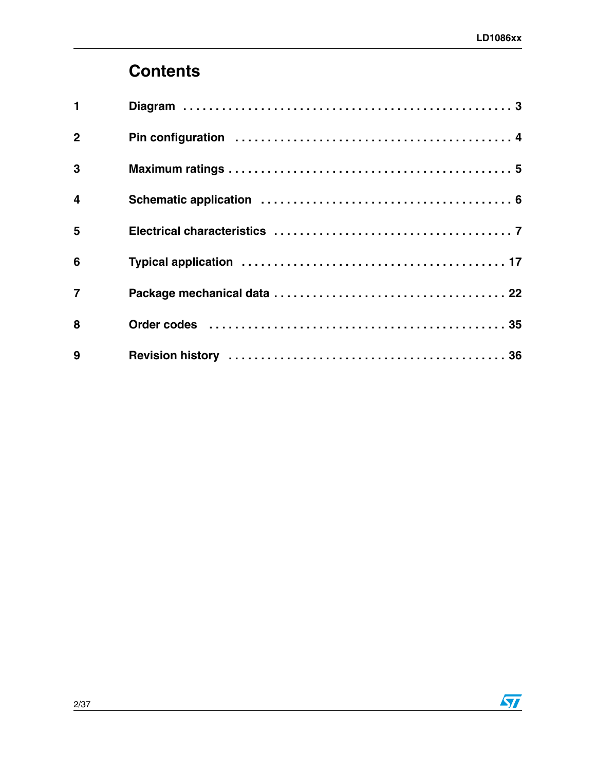# Contents

| | | |
|---|---|---|
| 1 | Diagram | 3 |
| 2 | Pin configuration | 4 |
| 3 | Maximum ratings | 5 |
| 4 | Schematic application | 6 |
| 5 | Electrical characteristics | 7 |
| 6 | Typical application | 17 |
| 7 | Package mechanical data | 22 |
| 8 | Order codes | 35 |
| 9 | Revision history | 36 |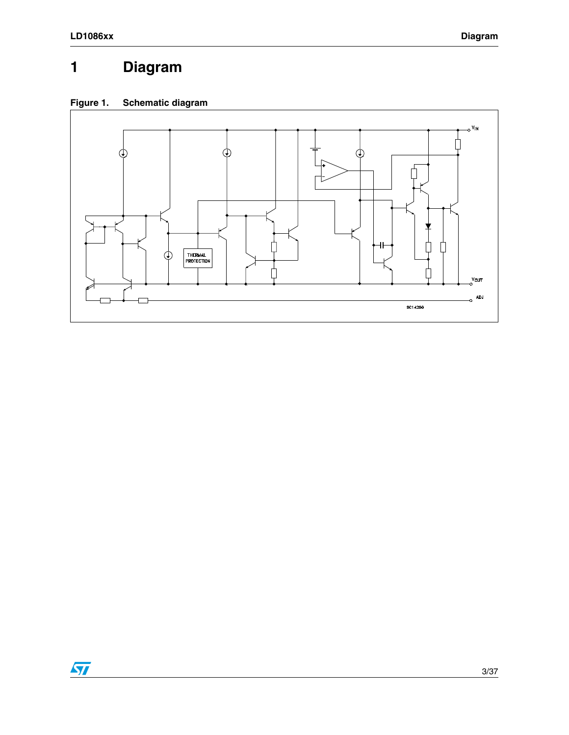# 1 Diagram

**Figure 1. Schematic diagram**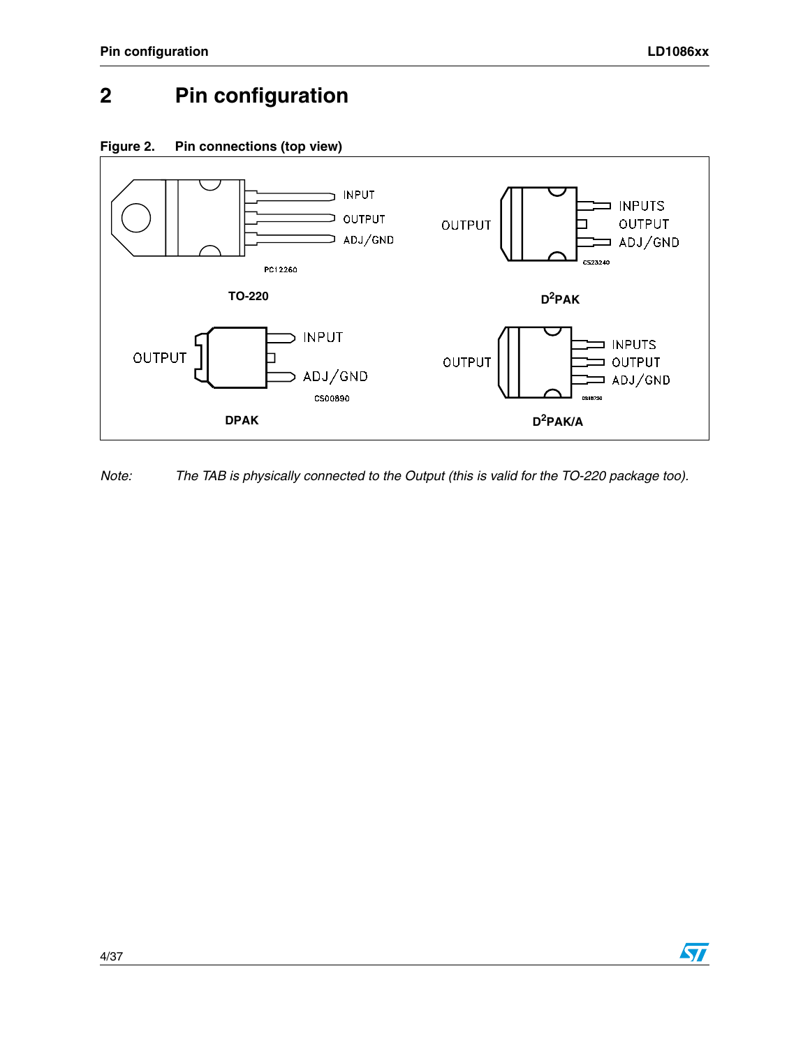# 2 Pin configuration

**Figure 2. Pin connections (top view)**

INPUT
OUTPUT
ADJ/GND

PC12260

**TO-220**

OUTPUT

INPUTS
OUTPUT
ADJ/GND

CS23240

**D²PAK**

OUTPUT

INPUT
ADJ/GND

CS00890

**DPAK**

OUTPUT

INPUTS
OUTPUT
ADJ/GND

**D²PAK/A**

*Note: The TAB is physically connected to the Output (this is valid for the TO-220 package too).*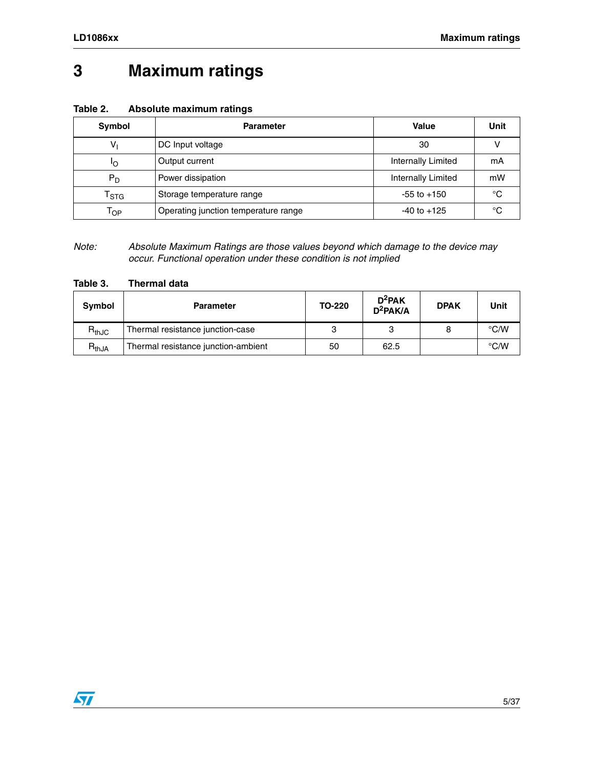# 3 Maximum ratings

**Table 2. Absolute maximum ratings**

| Symbol | Parameter | Value | Unit |
|---|---|---|---|
| $V_I$ | DC Input voltage | 30 | V |
| $I_O$ | Output current | Internally Limited | mA |
| $P_D$ | Power dissipation | Internally Limited | mW |
| $T_{STG}$ | Storage temperature range | -55 to +150 | °C |
| $T_{OP}$ | Operating junction temperature range | -40 to +125 | °C |

*Note: Absolute Maximum Ratings are those values beyond which damage to the device may occur. Functional operation under these condition is not implied*

**Table 3. Thermal data**

| Symbol | Parameter | TO-220 | $D^2PAK$ $D^2PAK/A$ | DPAK | Unit |
|---|---|---|---|---|---|
| $R_{thJC}$ | Thermal resistance junction-case | 3 | 3 | 8 | °C/W |
| $R_{thJA}$ | Thermal resistance junction-ambient | 50 | 62.5 | | °C/W |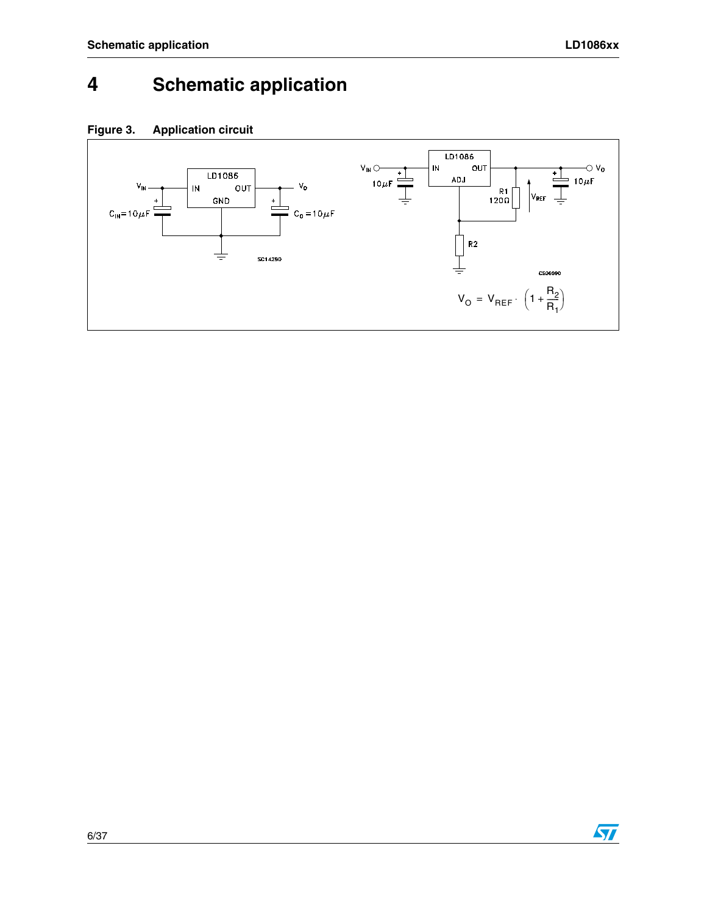# 4 Schematic application

**Figure 3. Application circuit**

$$V_O = V_{REF} \cdot \left(1 + \frac{R_2}{R_1}\right)$$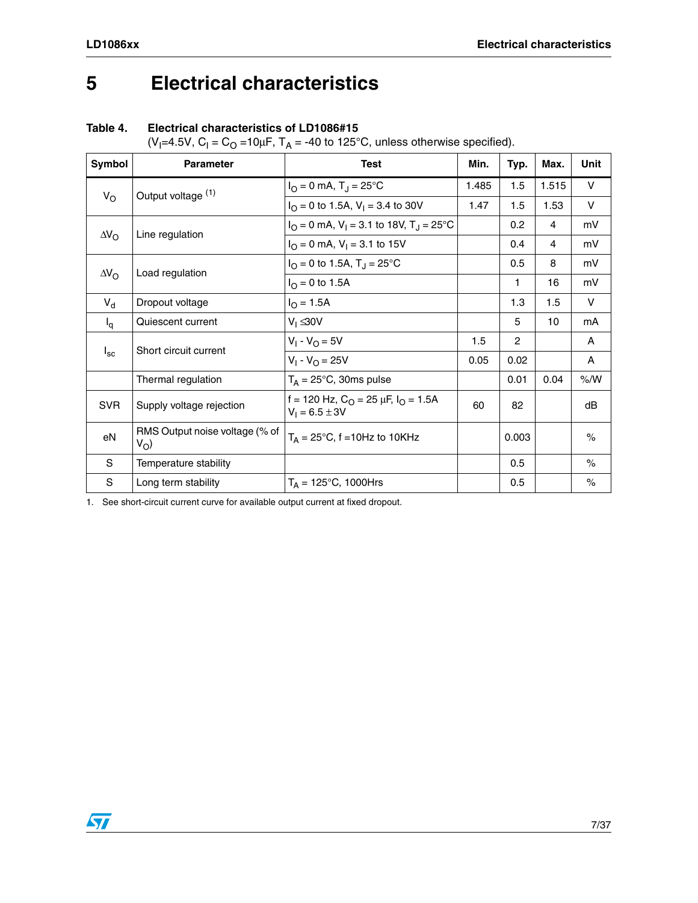# 5 Electrical characteristics

**Table 4. Electrical characteristics of LD1086#15**

($V_I$=4.5V, $C_I$ = $C_O$ =10µF, $T_A$ = -40 to 125°C, unless otherwise specified).

| Symbol | Parameter | Test | Min. | Typ. | Max. | Unit |
|---|---|---|---|---|---|---|
| $V_O$ | Output voltage [1] | $I_O$ = 0 mA, $T_J$ = 25°C | 1.485 | 1.5 | 1.515 | V |
| | | $I_O$ = 0 to 1.5A, $V_I$ = 3.4 to 30V | 1.47 | 1.5 | 1.53 | V |
| $\Delta V_O$ | Line regulation | $I_O$ = 0 mA, $V_I$ = 3.1 to 18V, $T_J$ = 25°C | | 0.2 | 4 | mV |
| | | $I_O$ = 0 mA, $V_I$ = 3.1 to 15V | | 0.4 | 4 | mV |
| $\Delta V_O$ | Load regulation | $I_O$ = 0 to 1.5A, $T_J$ = 25°C | | 0.5 | 8 | mV |
| | | $I_O$ = 0 to 1.5A | | 1 | 16 | mV |
| $V_d$ | Dropout voltage | $I_O$ = 1.5A | | 1.3 | 1.5 | V |
| $I_q$ | Quiescent current | $V_I \leq 30V$ | | 5 | 10 | mA |
| $I_{sc}$ | Short circuit current | $V_I - V_O = 5V$ | 1.5 | 2 | | A |
| | | $V_I - V_O = 25V$ | 0.05 | 0.02 | | A |
| | Thermal regulation | $T_A$ = 25°C, 30ms pulse | | 0.01 | 0.04 | %/W |
| SVR | Supply voltage rejection | f = 120 Hz, $C_O$ = 25 µF, $I_O$ = 1.5A $V_I = 6.5 \pm 3V$ | 60 | 82 | | dB |
| eN | RMS Output noise voltage (% of $V_O$) | $T_A$ = 25°C, f =10Hz to 10KHz | | 0.003 | | % |
| S | Temperature stability | | | 0.5 | | % |
| S | Long term stability | $T_A$ = 125°C, 1000Hrs | | 0.5 | | % |

1. See short-circuit current curve for available output current at fixed dropout.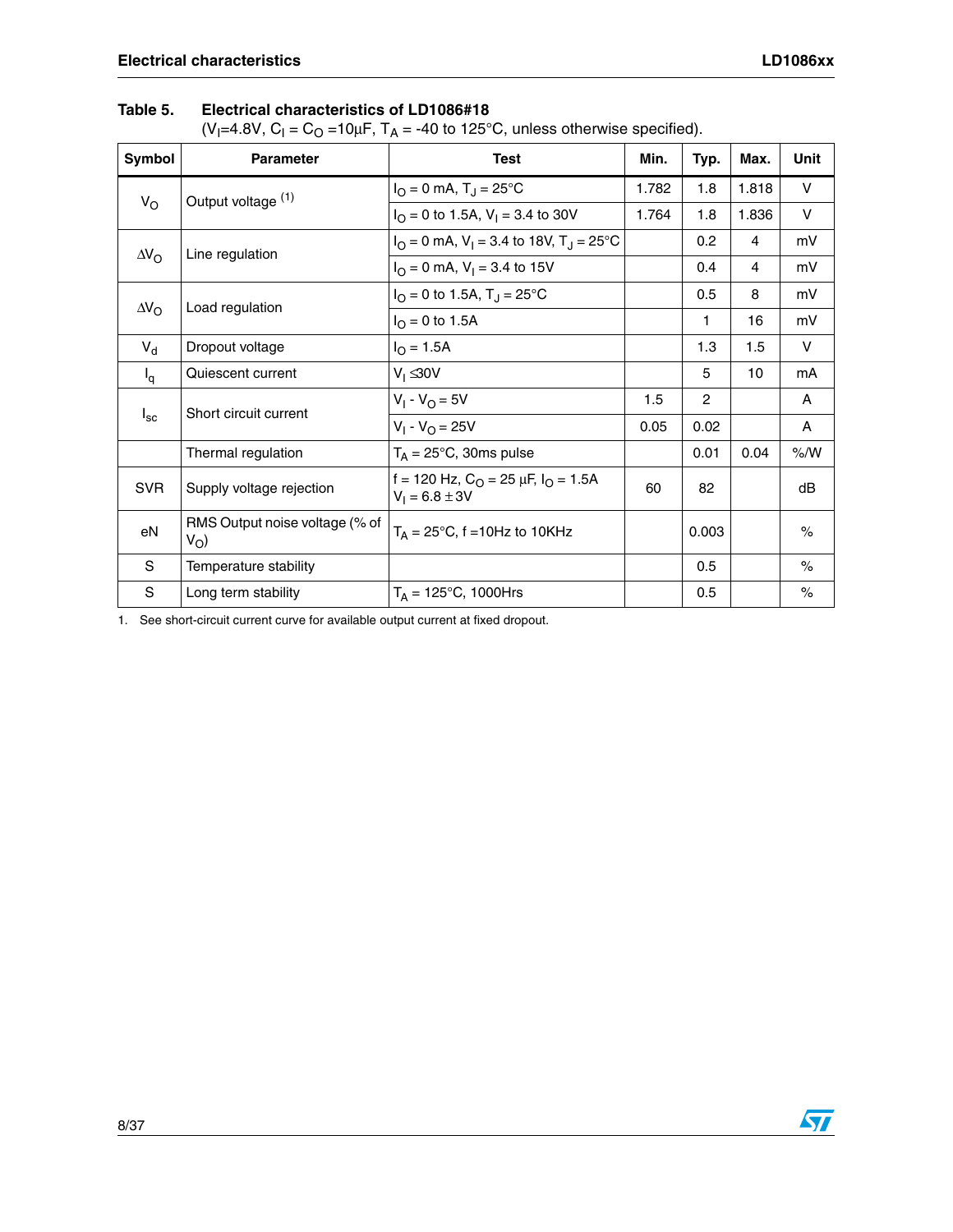**Table 5. Electrical characteristics of LD1086#18**
($V_I$=4.8V, $C_I$ = $C_O$ =10µF, $T_A$ = -40 to 125°C, unless otherwise specified).

| Symbol | Parameter | Test | Min. | Typ. | Max. | Unit |
|---|---|---|---|---|---|---|
| $V_O$ | Output voltage [1] | $I_O$ = 0 mA, $T_J$ = 25°C | 1.782 | 1.8 | 1.818 | V |
| | | $I_O$ = 0 to 1.5A, $V_I$ = 3.4 to 30V | 1.764 | 1.8 | 1.836 | V |
| $\Delta V_O$ | Line regulation | $I_O$ = 0 mA, $V_I$ = 3.4 to 18V, $T_J$ = 25°C | | 0.2 | 4 | mV |
| | | $I_O$ = 0 mA, $V_I$ = 3.4 to 15V | | 0.4 | 4 | mV |
| $\Delta V_O$ | Load regulation | $I_O$ = 0 to 1.5A, $T_J$ = 25°C | | 0.5 | 8 | mV |
| | | $I_O$ = 0 to 1.5A | | 1 | 16 | mV |
| $V_d$ | Dropout voltage | $I_O$ = 1.5A | | 1.3 | 1.5 | V |
| $I_q$ | Quiescent current | $V_I \leq 30V$ | | 5 | 10 | mA |
| $I_{sc}$ | Short circuit current | $V_I$ - $V_O$ = 5V | 1.5 | 2 | | A |
| | | $V_I$ - $V_O$ = 25V | 0.05 | 0.02 | | A |
| | Thermal regulation | $T_A$ = 25°C, 30ms pulse | | 0.01 | 0.04 | %/W |
| SVR | Supply voltage rejection | f = 120 Hz, $C_O$ = 25 µF, $I_O$ = 1.5A $V_I$ = 6.8 ± 3V | 60 | 82 | | dB |
| eN | RMS Output noise voltage (% of $V_O$) | $T_A$ = 25°C, f =10Hz to 10KHz | | 0.003 | | % |
| S | Temperature stability | | | 0.5 | | % |
| S | Long term stability | $T_A$ = 125°C, 1000Hrs | | 0.5 | | % |

1. See short-circuit current curve for available output current at fixed dropout.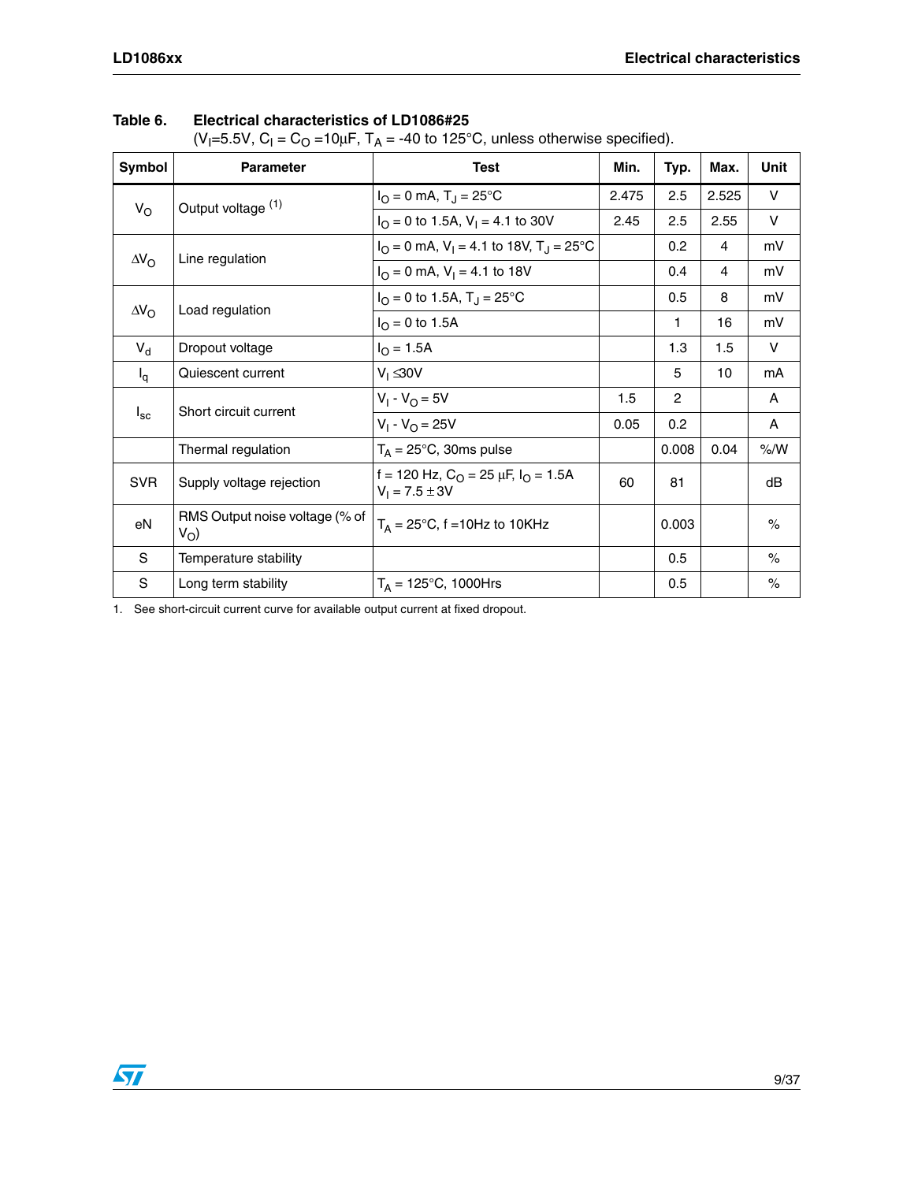**Table 6. Electrical characteristics of LD1086#25**
($V_I$=5.5V, $C_I$ = $C_O$ =10µF, $T_A$ = -40 to 125°C, unless otherwise specified).

| Symbol | Parameter | Test | Min. | Typ. | Max. | Unit |
|---|---|---|---|---|---|---|
| $V_O$ | Output voltage (1) | $I_O$ = 0 mA, $T_J$ = 25°C | 2.475 | 2.5 | 2.525 | V |
| | | $I_O$ = 0 to 1.5A, $V_I$ = 4.1 to 30V | 2.45 | 2.5 | 2.55 | V |
| $\Delta V_O$ | Line regulation | $I_O$ = 0 mA, $V_I$ = 4.1 to 18V, $T_J$ = 25°C | | 0.2 | 4 | mV |
| | | $I_O$ = 0 mA, $V_I$ = 4.1 to 18V | | 0.4 | 4 | mV |
| $\Delta V_O$ | Load regulation | $I_O$ = 0 to 1.5A, $T_J$ = 25°C | | 0.5 | 8 | mV |
| | | $I_O$ = 0 to 1.5A | | 1 | 16 | mV |
| $V_d$ | Dropout voltage | $I_O$ = 1.5A | | 1.3 | 1.5 | V |
| $I_q$ | Quiescent current | $V_I \leq 30V$ | | 5 | 10 | mA |
| $I_{sc}$ | Short circuit current | $V_I$ - $V_O$ = 5V | 1.5 | 2 | | A |
| | | $V_I$ - $V_O$ = 25V | 0.05 | 0.2 | | A |
| | Thermal regulation | $T_A$ = 25°C, 30ms pulse | | 0.008 | 0.04 | %/W |
| SVR | Supply voltage rejection | f = 120 Hz, $C_O$ = 25 µF, $I_O$ = 1.5A $V_I$ = 7.5 ± 3V | 60 | 81 | | dB |
| eN | RMS Output noise voltage (% of $V_O$) | $T_A$ = 25°C, f =10Hz to 10KHz | | 0.003 | | % |
| S | Temperature stability | | | 0.5 | | % |
| S | Long term stability | $T_A$ = 125°C, 1000Hrs | | 0.5 | | % |

1. See short-circuit current curve for available output current at fixed dropout.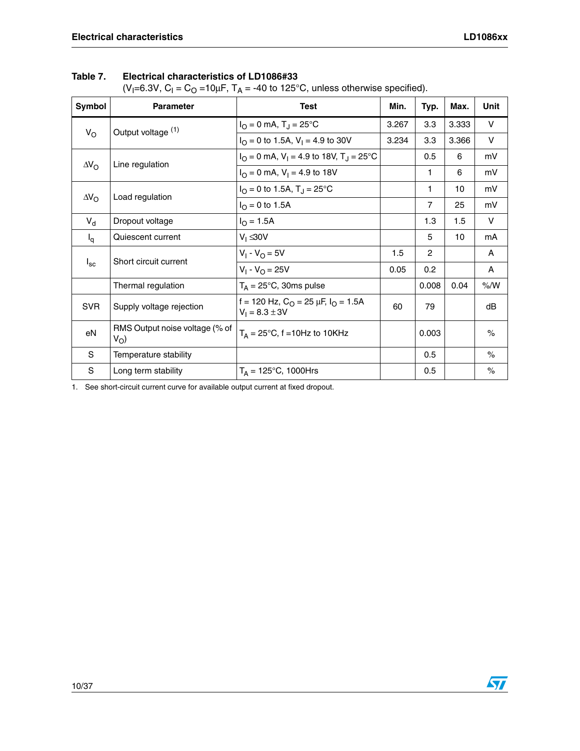**Table 7. Electrical characteristics of LD1086#33**
($V_I$=6.3V, $C_I$ = $C_O$ =10µF, $T_A$ = -40 to 125°C, unless otherwise specified).

| Symbol | Parameter | Test | Min. | Typ. | Max. | Unit |
|---|---|---|---|---|---|---|
| $V_O$ | Output voltage [1] | $I_O$ = 0 mA, $T_J$ = 25°C | 3.267 | 3.3 | 3.333 | V |
| | | $I_O$ = 0 to 1.5A, $V_I$ = 4.9 to 30V | 3.234 | 3.3 | 3.366 | V |
| $\Delta V_O$ | Line regulation | $I_O$ = 0 mA, $V_I$ = 4.9 to 18V, $T_J$ = 25°C | | 0.5 | 6 | mV |
| | | $I_O$ = 0 mA, $V_I$ = 4.9 to 18V | | 1 | 6 | mV |
| $\Delta V_O$ | Load regulation | $I_O$ = 0 to 1.5A, $T_J$ = 25°C | | 1 | 10 | mV |
| | | $I_O$ = 0 to 1.5A | | 7 | 25 | mV |
| $V_d$ | Dropout voltage | $I_O$ = 1.5A | | 1.3 | 1.5 | V |
| $I_q$ | Quiescent current | $V_I$ ≤30V | | 5 | 10 | mA |
| $I_{sc}$ | Short circuit current | $V_I$ - $V_O$ = 5V | 1.5 | 2 | | A |
| | | $V_I$ - $V_O$ = 25V | 0.05 | 0.2 | | A |
| | Thermal regulation | $T_A$ = 25°C, 30ms pulse | | 0.008 | 0.04 | %/W |
| SVR | Supply voltage rejection | f = 120 Hz, $C_O$ = 25 µF, $I_O$ = 1.5A $V_I$ = 8.3 ± 3V | 60 | 79 | | dB |
| eN | RMS Output noise voltage (% of $V_O$) | $T_A$ = 25°C, f =10Hz to 10KHz | | 0.003 | | % |
| S | Temperature stability | | | 0.5 | | % |
| S | Long term stability | $T_A$ = 125°C, 1000Hrs | | 0.5 | | % |

1. See short-circuit current curve for available output current at fixed dropout.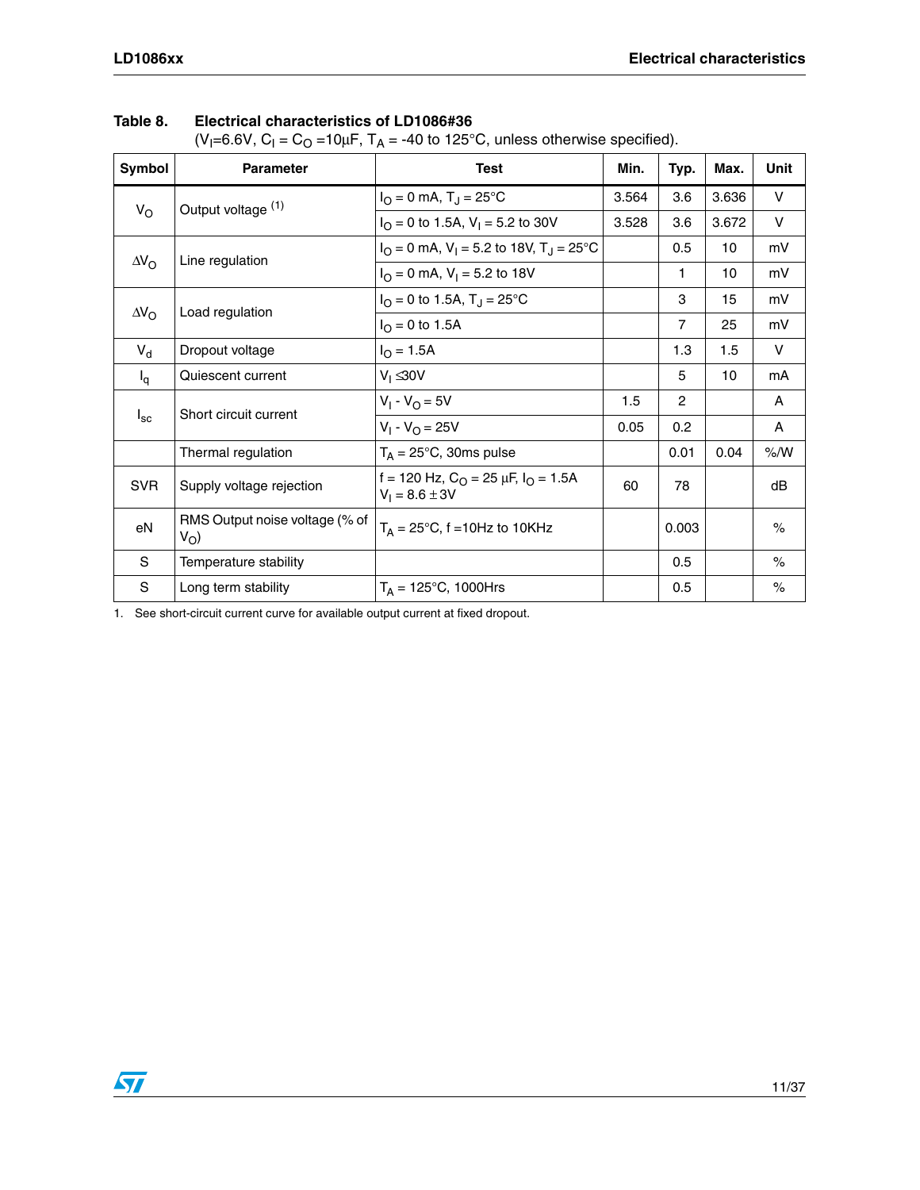**Table 8. Electrical characteristics of LD1086#36**
($V_I$=6.6V, $C_I$ = $C_O$ =10µF, $T_A$ = -40 to 125°C, unless otherwise specified).

| Symbol | Parameter | Test | Min. | Typ. | Max. | Unit |
|---|---|---|---|---|---|---|
| $V_O$ | Output voltage [(1)] | $I_O$ = 0 mA, $T_J$ = 25°C | 3.564 | 3.6 | 3.636 | V |
| | | $I_O$ = 0 to 1.5A, $V_I$ = 5.2 to 30V | 3.528 | 3.6 | 3.672 | V |
| $\Delta V_O$ | Line regulation | $I_O$ = 0 mA, $V_I$ = 5.2 to 18V, $T_J$ = 25°C | | 0.5 | 10 | mV |
| | | $I_O$ = 0 mA, $V_I$ = 5.2 to 18V | | 1 | 10 | mV |
| $\Delta V_O$ | Load regulation | $I_O$ = 0 to 1.5A, $T_J$ = 25°C | | 3 | 15 | mV |
| | | $I_O$ = 0 to 1.5A | | 7 | 25 | mV |
| $V_d$ | Dropout voltage | $I_O$ = 1.5A | | 1.3 | 1.5 | V |
| $I_q$ | Quiescent current | $V_I$ ≤30V | | 5 | 10 | mA |
| $I_{sc}$ | Short circuit current | $V_I$ - $V_O$ = 5V | 1.5 | 2 | | A |
| | | $V_I$ - $V_O$ = 25V | 0.05 | 0.2 | | A |
| | Thermal regulation | $T_A$ = 25°C, 30ms pulse | | 0.01 | 0.04 | %/W |
| SVR | Supply voltage rejection | f = 120 Hz, $C_O$ = 25 µF, $I_O$ = 1.5A $V_I$ = 8.6 ± 3V | 60 | 78 | | dB |
| eN | RMS Output noise voltage (% of $V_O$) | $T_A$ = 25°C, f =10Hz to 10KHz | | 0.003 | | % |
| S | Temperature stability | | | 0.5 | | % |
| S | Long term stability | $T_A$ = 125°C, 1000Hrs | | 0.5 | | % |

1. See short-circuit current curve for available output current at fixed dropout.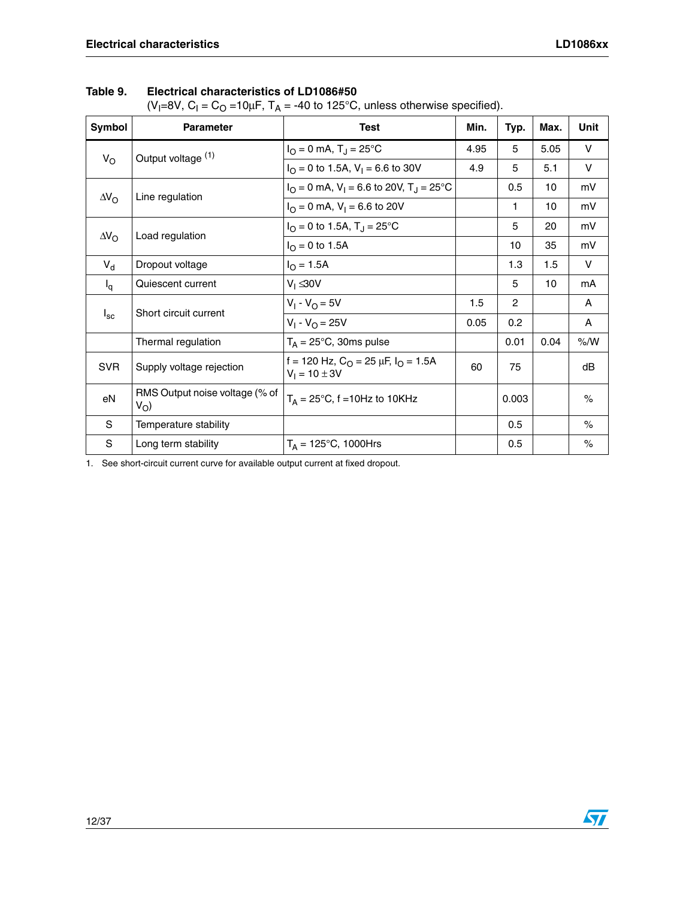**Table 9. Electrical characteristics of LD1086#50**
($V_I$=8V, $C_I$ = $C_O$ =10µF, $T_A$ = -40 to 125°C, unless otherwise specified).

| Symbol | Parameter | Test | Min. | Typ. | Max. | Unit |
|---|---|---|---|---|---|---|
| $V_O$ | Output voltage [(1)] | $I_O$ = 0 mA, $T_J$ = 25°C | 4.95 | 5 | 5.05 | V |
| | | $I_O$ = 0 to 1.5A, $V_I$ = 6.6 to 30V | 4.9 | 5 | 5.1 | V |
| $\Delta V_O$ | Line regulation | $I_O$ = 0 mA, $V_I$ = 6.6 to 20V, $T_J$ = 25°C | | 0.5 | 10 | mV |
| | | $I_O$ = 0 mA, $V_I$ = 6.6 to 20V | | 1 | 10 | mV |
| $\Delta V_O$ | Load regulation | $I_O$ = 0 to 1.5A, $T_J$ = 25°C | | 5 | 20 | mV |
| | | $I_O$ = 0 to 1.5A | | 10 | 35 | mV |
| $V_d$ | Dropout voltage | $I_O$ = 1.5A | | 1.3 | 1.5 | V |
| $I_q$ | Quiescent current | $V_I$ ≤30V | | 5 | 10 | mA |
| $I_{sc}$ | Short circuit current | $V_I$ - $V_O$ = 5V | 1.5 | 2 | | A |
| | | $V_I$ - $V_O$ = 25V | 0.05 | 0.2 | | A |
| | Thermal regulation | $T_A$ = 25°C, 30ms pulse | | 0.01 | 0.04 | %/W |
| SVR | Supply voltage rejection | f = 120 Hz, $C_O$ = 25 µF, $I_O$ = 1.5A $V_I$ = 10 ± 3V | 60 | 75 | | dB |
| eN | RMS Output noise voltage (% of $V_O$) | $T_A$ = 25°C, f =10Hz to 10KHz | | 0.003 | | % |
| S | Temperature stability | | | 0.5 | | % |
| S | Long term stability | $T_A$ = 125°C, 1000Hrs | | 0.5 | | % |

1. See short-circuit current curve for available output current at fixed dropout.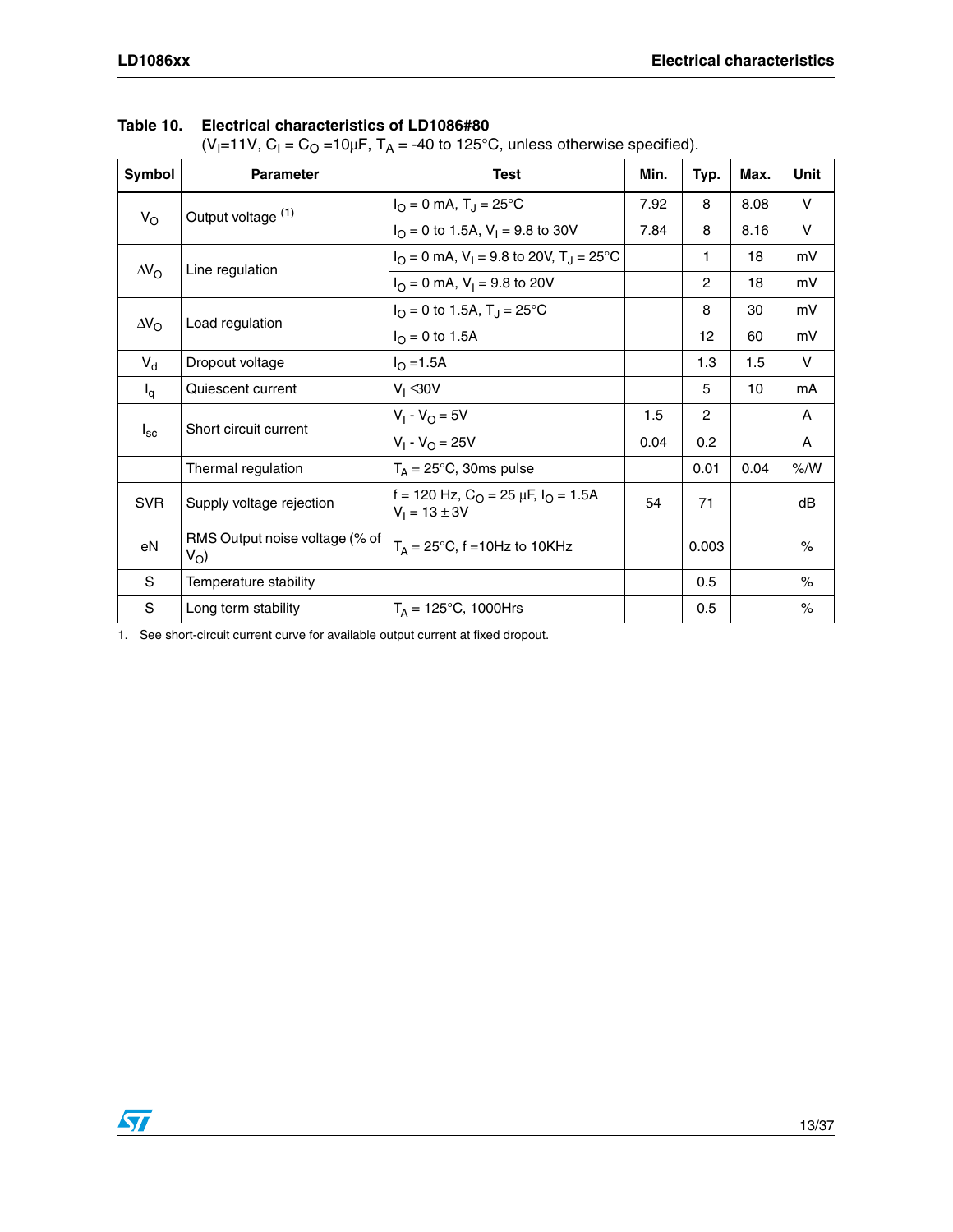**Table 10. Electrical characteristics of LD1086#80**
($V_I$=11V, $C_I$ = $C_O$ =10µF, $T_A$ = -40 to 125°C, unless otherwise specified).

| Symbol | Parameter | Test | Min. | Typ. | Max. | Unit |
|---|---|---|---|---|---|---|
| $V_O$ | Output voltage [(1)] | $I_O$ = 0 mA, $T_J$ = 25°C | 7.92 | 8 | 8.08 | V |
| | | $I_O$ = 0 to 1.5A, $V_I$ = 9.8 to 30V | 7.84 | 8 | 8.16 | V |
| $\Delta V_O$ | Line regulation | $I_O$ = 0 mA, $V_I$ = 9.8 to 20V, $T_J$ = 25°C | | 1 | 18 | mV |
| | | $I_O$ = 0 mA, $V_I$ = 9.8 to 20V | | 2 | 18 | mV |
| $\Delta V_O$ | Load regulation | $I_O$ = 0 to 1.5A, $T_J$ = 25°C | | 8 | 30 | mV |
| | | $I_O$ = 0 to 1.5A | | 12 | 60 | mV |
| $V_d$ | Dropout voltage | $I_O$ =1.5A | | 1.3 | 1.5 | V |
| $I_q$ | Quiescent current | $V_I \leq$30V | | 5 | 10 | mA |
| $I_{sc}$ | Short circuit current | $V_I$ - $V_O$ = 5V | 1.5 | 2 | | A |
| | | $V_I$ - $V_O$ = 25V | 0.04 | 0.2 | | A |
| | Thermal regulation | $T_A$ = 25°C, 30ms pulse | | 0.01 | 0.04 | %/W |
| SVR | Supply voltage rejection | f = 120 Hz, $C_O$ = 25 µF, $I_O$ = 1.5A $V_I$ = 13 ± 3V | 54 | 71 | | dB |
| eN | RMS Output noise voltage (% of $V_O$) | $T_A$ = 25°C, f =10Hz to 10KHz | | 0.003 | | % |
| S | Temperature stability | | | 0.5 | | % |
| S | Long term stability | $T_A$ = 125°C, 1000Hrs | | 0.5 | | % |

1. See short-circuit current curve for available output current at fixed dropout.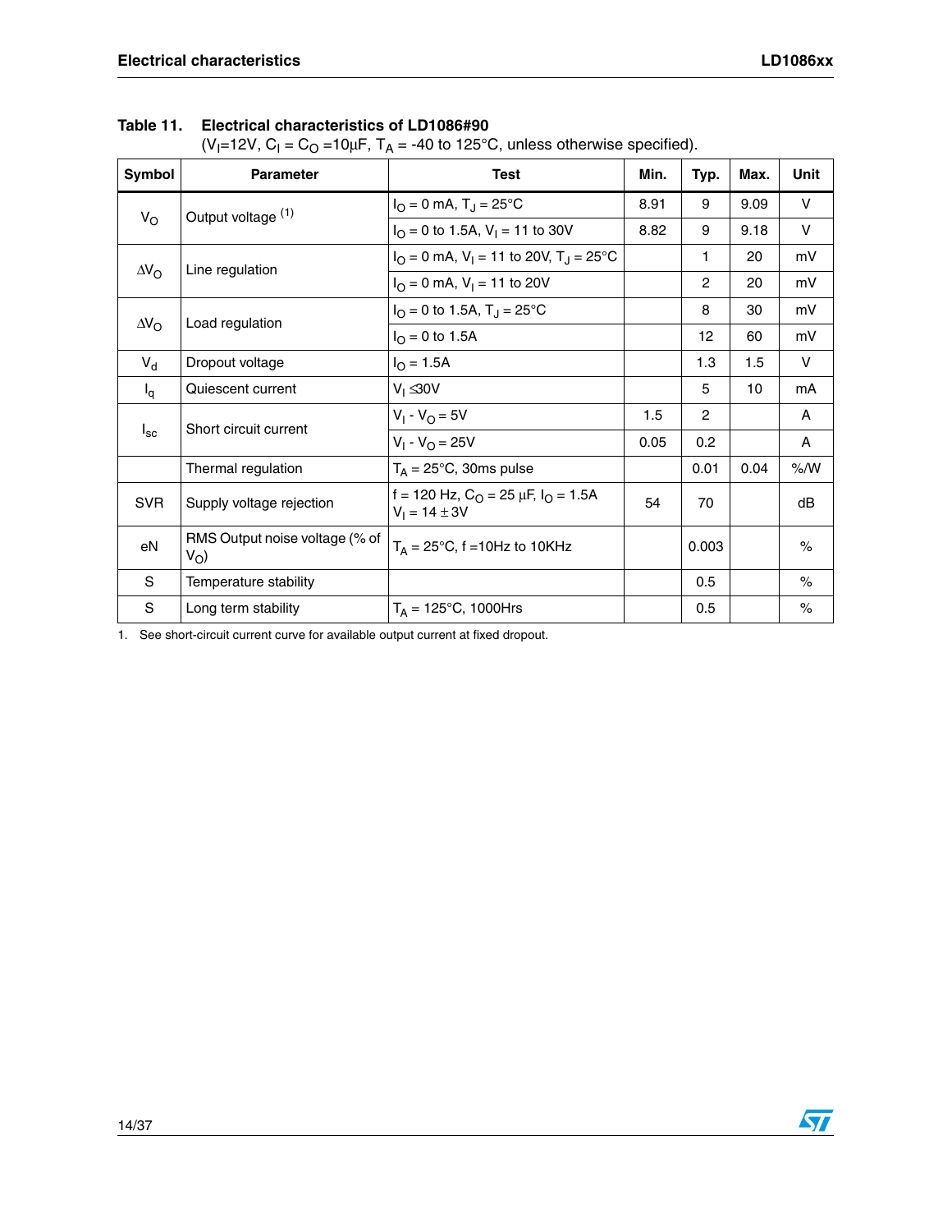**Table 11. Electrical characteristics of LD1086#90**
($V_I$=12V, $C_I$ = $C_O$ =10µF, $T_A$ = -40 to 125°C, unless otherwise specified).

| Symbol | Parameter | Test | Min. | Typ. | Max. | Unit |
|---|---|---|---|---|---|---|
| $V_O$ | Output voltage (1) | $I_O$ = 0 mA, $T_J$ = 25°C | 8.91 | 9 | 9.09 | V |
| | | $I_O$ = 0 to 1.5A, $V_I$ = 11 to 30V | 8.82 | 9 | 9.18 | V |
| $\Delta V_O$ | Line regulation | $I_O$ = 0 mA, $V_I$ = 11 to 20V, $T_J$ = 25°C | | 1 | 20 | mV |
| | | $I_O$ = 0 mA, $V_I$ = 11 to 20V | | 2 | 20 | mV |
| $\Delta V_O$ | Load regulation | $I_O$ = 0 to 1.5A, $T_J$ = 25°C | | 8 | 30 | mV |
| | | $I_O$ = 0 to 1.5A | | 12 | 60 | mV |
| $V_d$ | Dropout voltage | $I_O$ = 1.5A | | 1.3 | 1.5 | V |
| $I_q$ | Quiescent current | $V_I$ ≤30V | | 5 | 10 | mA |
| $I_{sc}$ | Short circuit current | $V_I$ - $V_O$ = 5V | 1.5 | 2 | | A |
| | | $V_I$ - $V_O$ = 25V | 0.05 | 0.2 | | A |
| | Thermal regulation | $T_A$ = 25°C, 30ms pulse | | 0.01 | 0.04 | %/W |
| SVR | Supply voltage rejection | f = 120 Hz, $C_O$ = 25 µF, $I_O$ = 1.5A $V_I$ = 14 ± 3V | 54 | 70 | | dB |
| eN | RMS Output noise voltage (% of $V_O$) | $T_A$ = 25°C, f =10Hz to 10KHz | | 0.003 | | % |
| S | Temperature stability | | | 0.5 | | % |
| S | Long term stability | $T_A$ = 125°C, 1000Hrs | | 0.5 | | % |

1. See short-circuit current curve for available output current at fixed dropout.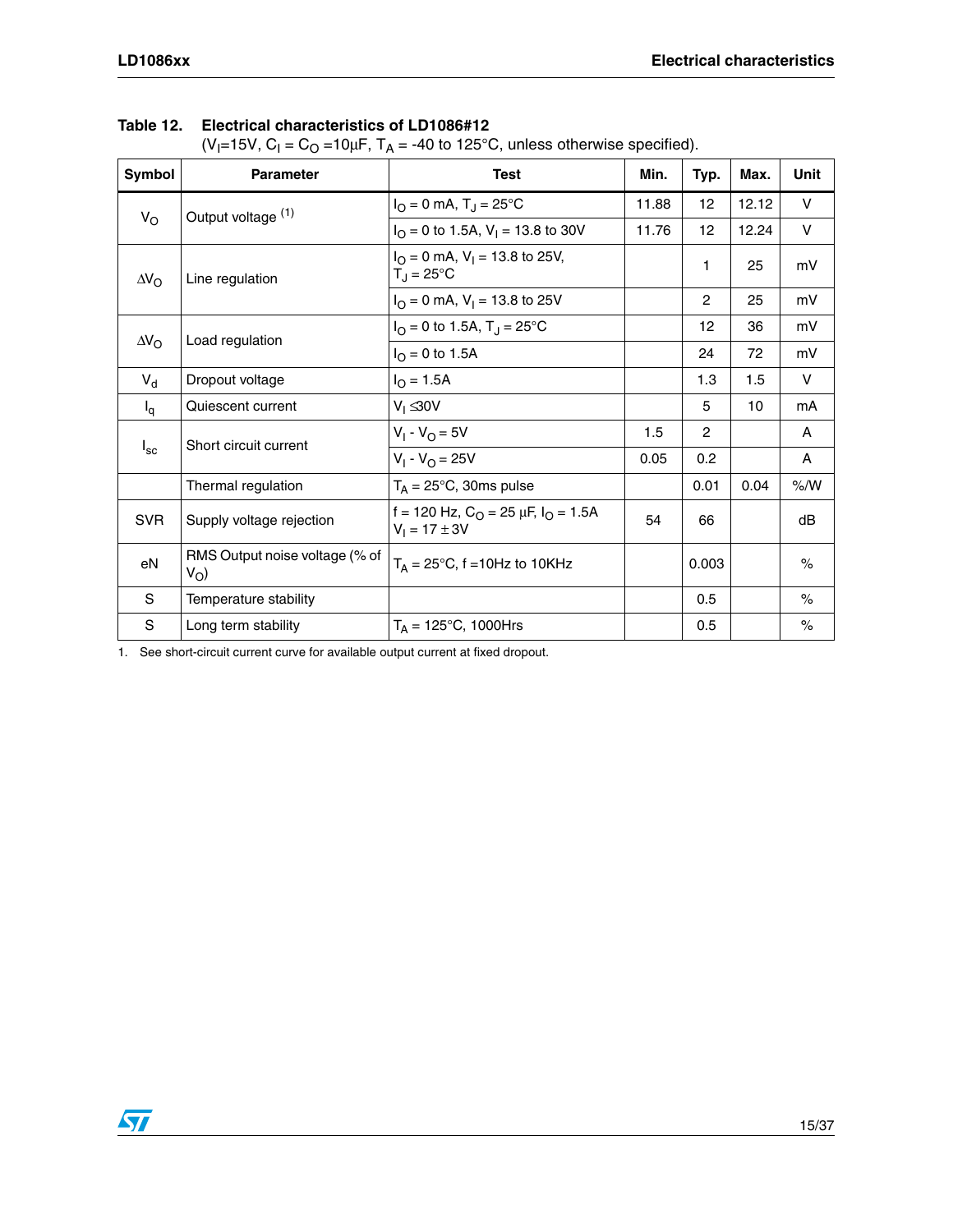**Table 12. Electrical characteristics of LD1086#12**
($V_I$=15V, $C_I$ = $C_O$ =10µF, $T_A$ = -40 to 125°C, unless otherwise specified).

| Symbol | Parameter | Test | Min. | Typ. | Max. | Unit |
|---|---|---|---|---|---|---|
| $V_O$ | Output voltage (1) | $I_O$ = 0 mA, $T_J$ = 25°C | 11.88 | 12 | 12.12 | V |
| | | $I_O$ = 0 to 1.5A, $V_I$ = 13.8 to 30V | 11.76 | 12 | 12.24 | V |
| $\Delta V_O$ | Line regulation | $I_O$ = 0 mA, $V_I$ = 13.8 to 25V, $T_J$ = 25°C | | 1 | 25 | mV |
| | | $I_O$ = 0 mA, $V_I$ = 13.8 to 25V | | 2 | 25 | mV |
| $\Delta V_O$ | Load regulation | $I_O$ = 0 to 1.5A, $T_J$ = 25°C | | 12 | 36 | mV |
| | | $I_O$ = 0 to 1.5A | | 24 | 72 | mV |
| $V_d$ | Dropout voltage | $I_O$ = 1.5A | | 1.3 | 1.5 | V |
| $I_q$ | Quiescent current | $V_I$ ≤30V | | 5 | 10 | mA |
| $I_{sc}$ | Short circuit current | $V_I$ - $V_O$ = 5V | 1.5 | 2 | | A |
| | | $V_I$ - $V_O$ = 25V | 0.05 | 0.2 | | A |
| | Thermal regulation | $T_A$ = 25°C, 30ms pulse | | 0.01 | 0.04 | %/W |
| SVR | Supply voltage rejection | f = 120 Hz, $C_O$ = 25 µF, $I_O$ = 1.5A $V_I$ = 17 ± 3V | 54 | 66 | | dB |
| eN | RMS Output noise voltage (% of $V_O$) | $T_A$ = 25°C, f =10Hz to 10KHz | | 0.003 | | % |
| S | Temperature stability | | | 0.5 | | % |
| S | Long term stability | $T_A$ = 125°C, 1000Hrs | | 0.5 | | % |

1. See short-circuit current curve for available output current at fixed dropout.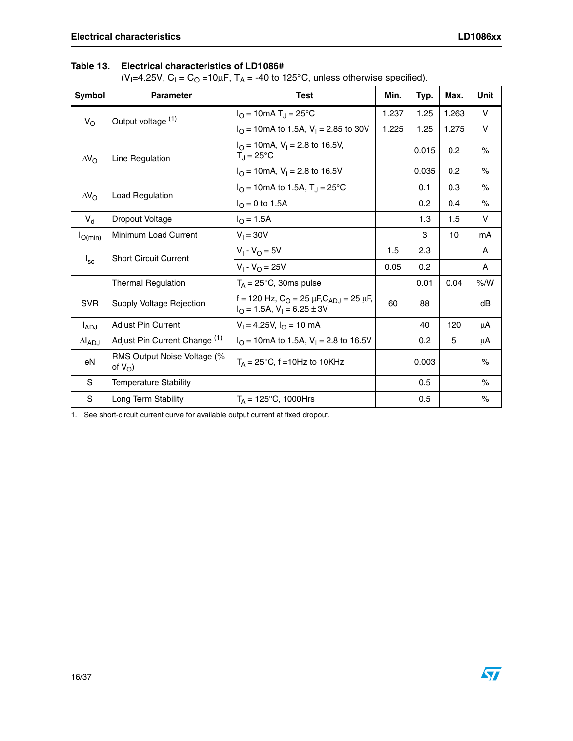**Table 13. Electrical characteristics of LD1086#**
($V_I$=4.25V, $C_I$ = $C_O$ =10µF, $T_A$ = -40 to 125°C, unless otherwise specified).

| Symbol | Parameter | Test | Min. | Typ. | Max. | Unit |
|---|---|---|---|---|---|---|
| $V_O$ | Output voltage [1] | $I_O$ = 10mA $T_J$ = 25°C | 1.237 | 1.25 | 1.263 | V |
| | | $I_O$ = 10mA to 1.5A, $V_I$ = 2.85 to 30V | 1.225 | 1.25 | 1.275 | V |
| $\Delta V_O$ | Line Regulation | $I_O$ = 10mA, $V_I$ = 2.8 to 16.5V, $T_J$ = 25°C | | 0.015 | 0.2 | % |
| | | $I_O$ = 10mA, $V_I$ = 2.8 to 16.5V | | 0.035 | 0.2 | % |
| $\Delta V_O$ | Load Regulation | $I_O$ = 10mA to 1.5A, $T_J$ = 25°C | | 0.1 | 0.3 | % |
| | | $I_O$ = 0 to 1.5A | | 0.2 | 0.4 | % |
| $V_d$ | Dropout Voltage | $I_O$ = 1.5A | | 1.3 | 1.5 | V |
| $I_{O(min)}$ | Minimum Load Current | $V_I$ = 30V | | 3 | 10 | mA |
| $I_{sc}$ | Short Circuit Current | $V_I$ - $V_O$ = 5V | 1.5 | 2.3 | | A |
| | | $V_I$ - $V_O$ = 25V | 0.05 | 0.2 | | A |
| | Thermal Regulation | $T_A$ = 25°C, 30ms pulse | | 0.01 | 0.04 | %/W |
| SVR | Supply Voltage Rejection | f = 120 Hz, $C_O$ = 25 µF, $C_{ADJ}$ = 25 µF, $I_O$ = 1.5A, $V_I$ = 6.25 ± 3V | 60 | 88 | | dB |
| $I_{ADJ}$ | Adjust Pin Current | $V_I$ = 4.25V, $I_O$ = 10 mA | | 40 | 120 | µA |
| $\Delta I_{ADJ}$ | Adjust Pin Current Change [1] | $I_O$ = 10mA to 1.5A, $V_I$ = 2.8 to 16.5V | | 0.2 | 5 | µA |
| eN | RMS Output Noise Voltage (% of $V_O$) | $T_A$ = 25°C, f =10Hz to 10KHz | | 0.003 | | % |
| S | Temperature Stability | | | 0.5 | | % |
| S | Long Term Stability | $T_A$ = 125°C, 1000Hrs | | 0.5 | | % |

1. See short-circuit current curve for available output current at fixed dropout.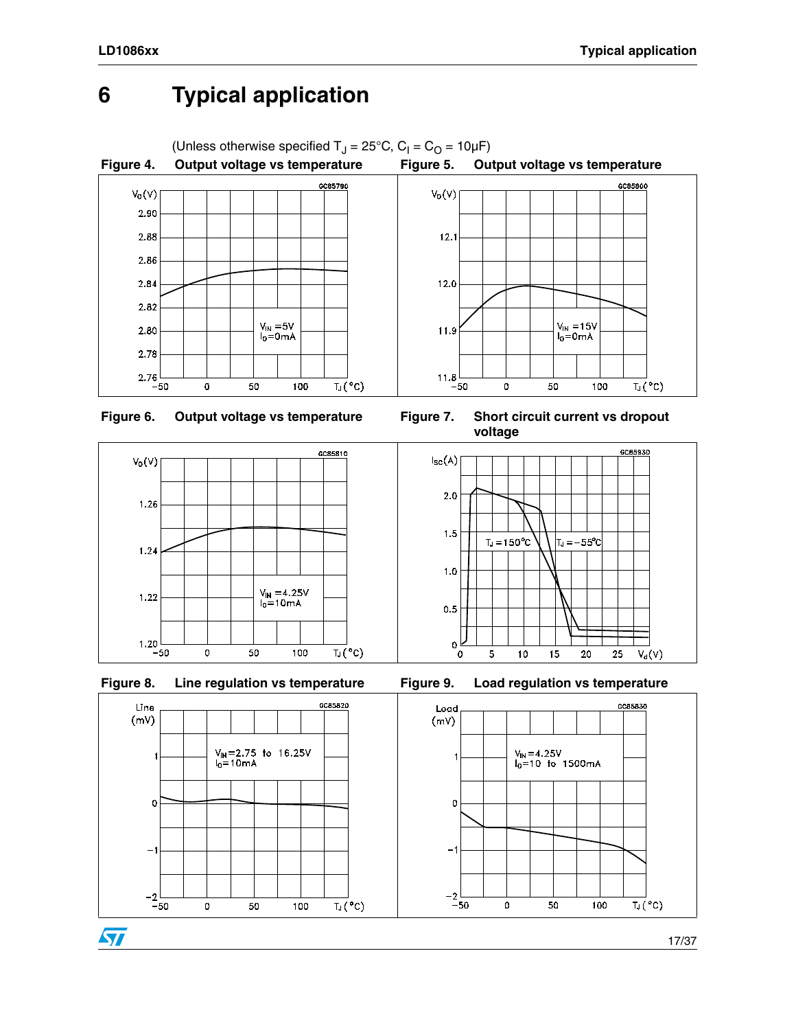# 6 Typical application

(Unless otherwise specified $T_J = 25°C$, $C_I = C_O = 10µF$)

**Figure 4. Output voltage vs temperature**

**Figure 5. Output voltage vs temperature**

**Figure 6. Output voltage vs temperature**

**Figure 7. Short circuit current vs dropout voltage**

**Figure 8. Line regulation vs temperature**

**Figure 9. Load regulation vs temperature**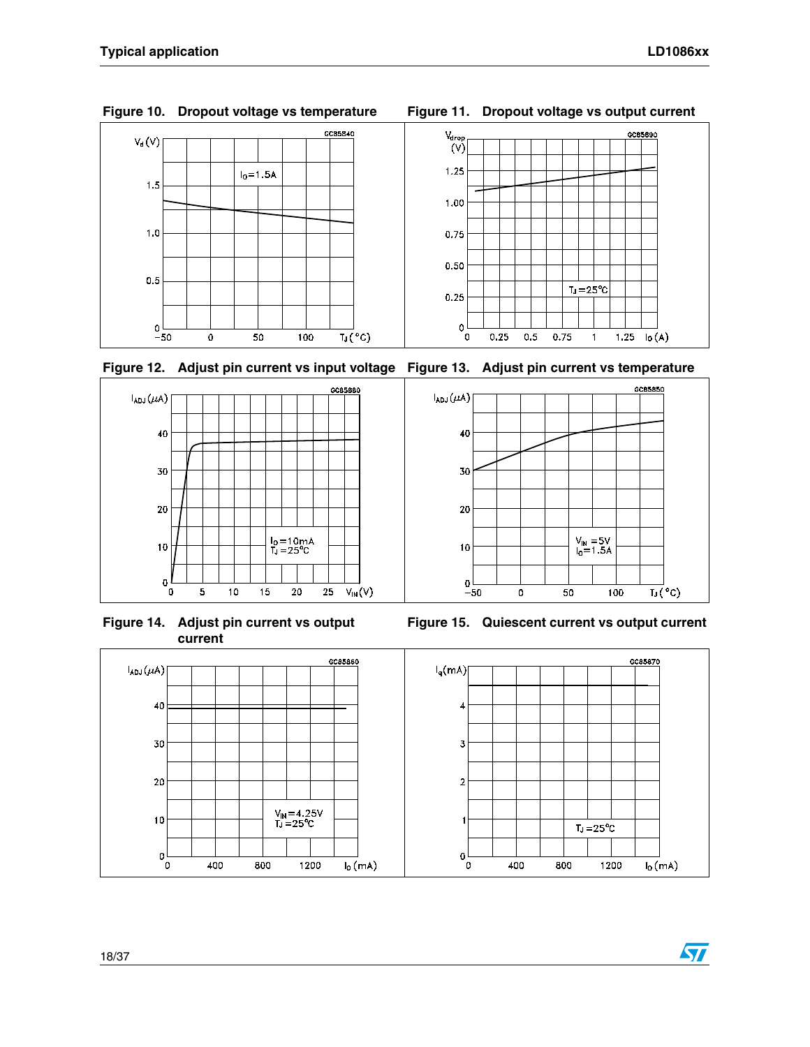Figure 10. Dropout voltage vs temperature

Figure 11. Dropout voltage vs output current

Figure 12. Adjust pin current vs input voltage

Figure 13. Adjust pin current vs temperature

Figure 14. Adjust pin current vs output current

Figure 15. Quiescent current vs output current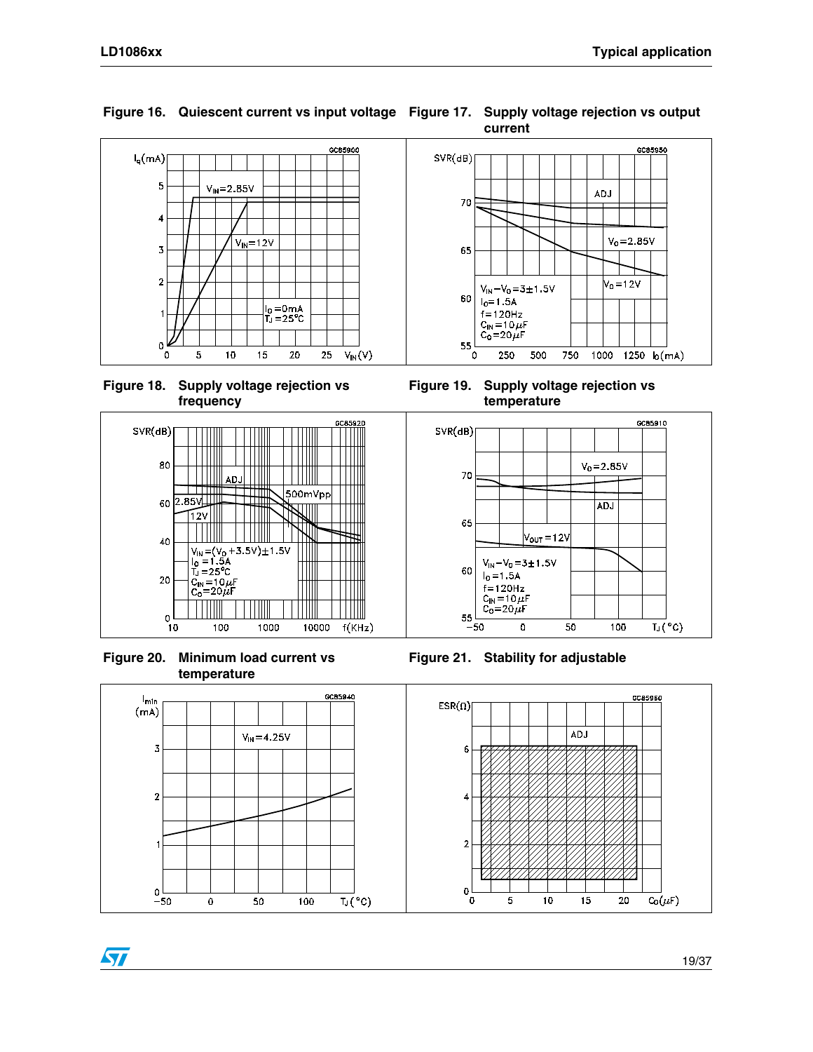**Figure 16. Quiescent current vs input voltage**

**Figure 17. Supply voltage rejection vs output current**

**Figure 18. Supply voltage rejection vs frequency**

**Figure 19. Supply voltage rejection vs temperature**

**Figure 20. Minimum load current vs temperature**

**Figure 21. Stability for adjustable**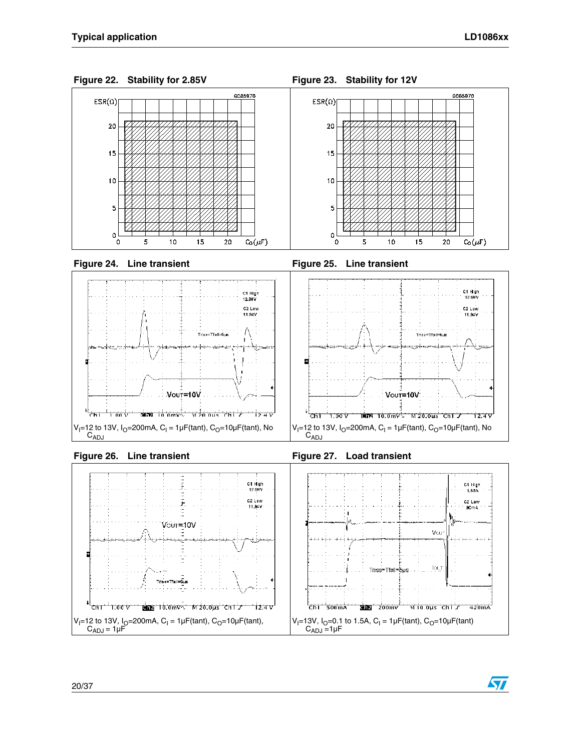**Figure 22. Stability for 2.85V**

**Figure 23. Stability for 12V**

**Figure 24. Line transient**

$V_I$=12 to 13V, $I_O$=200mA, $C_I$ = 1µF(tant), $C_O$=10µF(tant), No $C_{ADJ}$

**Figure 25. Line transient**

$V_I$=12 to 13V, $I_O$=200mA, $C_I$ = 1µF(tant), $C_O$=10µF(tant), No $C_{ADJ}$

**Figure 26. Line transient**

$V_I$=12 to 13V, $I_O$=200mA, $C_I$ = 1µF(tant), $C_O$=10µF(tant), $C_{ADJ}$ = 1µF

**Figure 27. Load transient**

$V_I$=13V, $I_O$=0.1 to 1.5A, $C_I$ = 1µF(tant), $C_O$=10µF(tant) $C_{ADJ}$ =1µF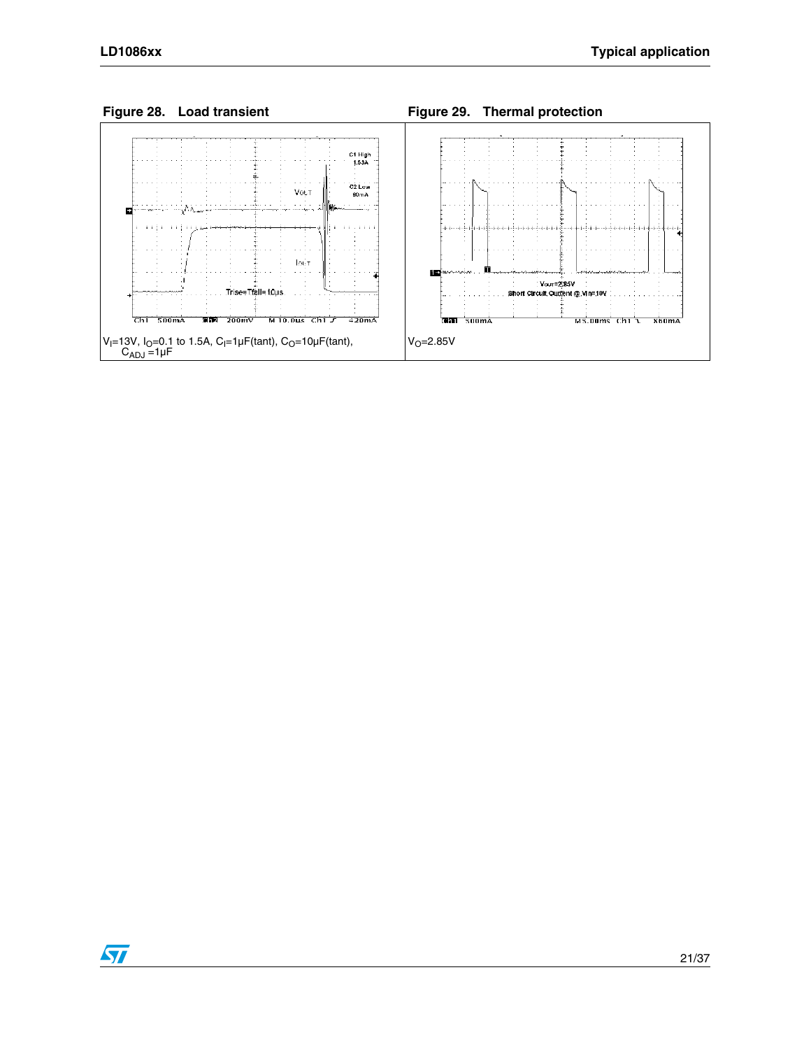**Figure 28. Load transient**

$V_I$=13V, $I_O$=0.1 to 1.5A, $C_I$=1µF(tant), $C_O$=10µF(tant), $C_{ADJ}$ =1µF

**Figure 29. Thermal protection**

$V_O$=2.85V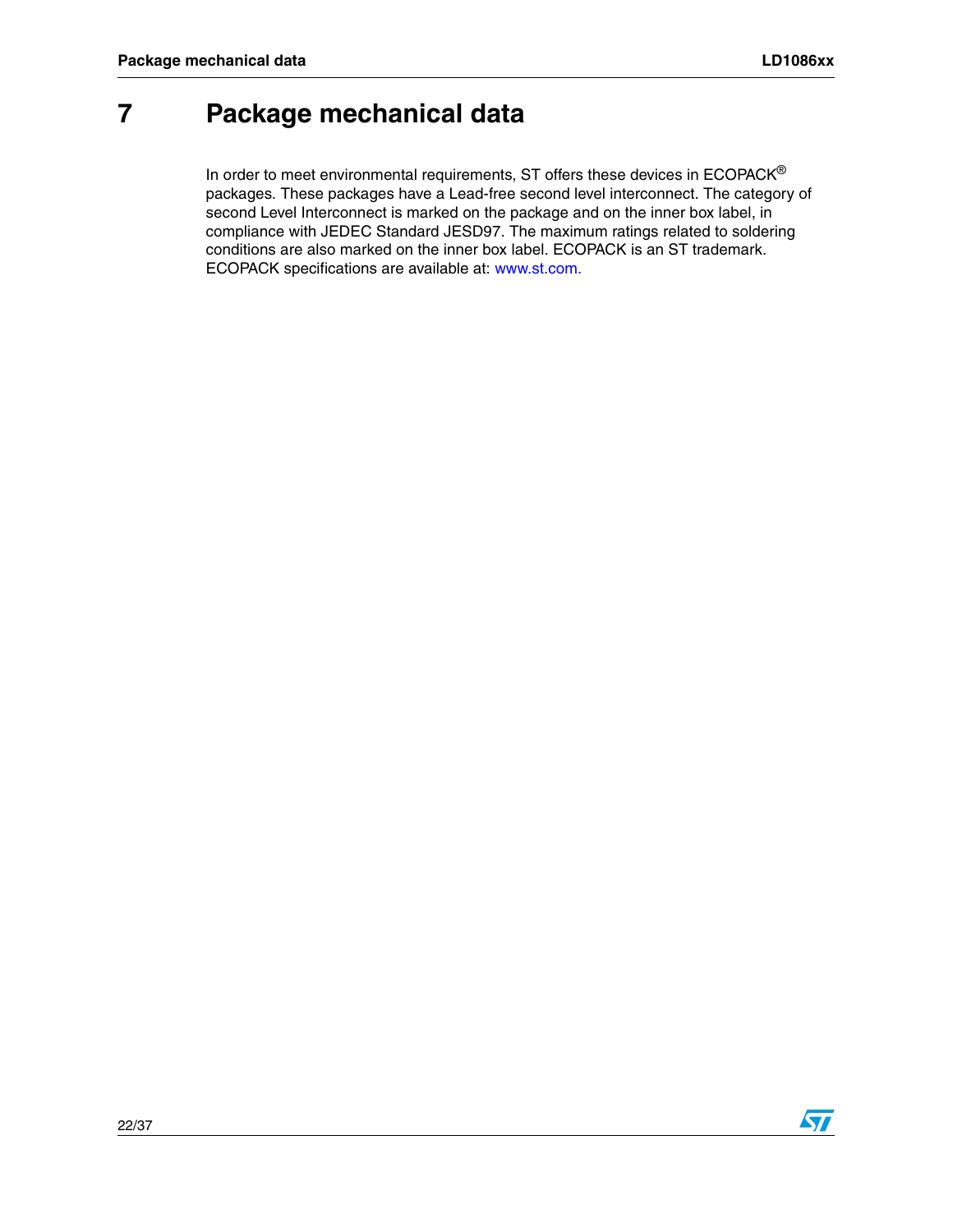# 7 Package mechanical data

In order to meet environmental requirements, ST offers these devices in ECOPACK® packages. These packages have a Lead-free second level interconnect. The category of second Level Interconnect is marked on the package and on the inner box label, in compliance with JEDEC Standard JESD97. The maximum ratings related to soldering conditions are also marked on the inner box label. ECOPACK is an ST trademark. ECOPACK specifications are available at: www.st.com.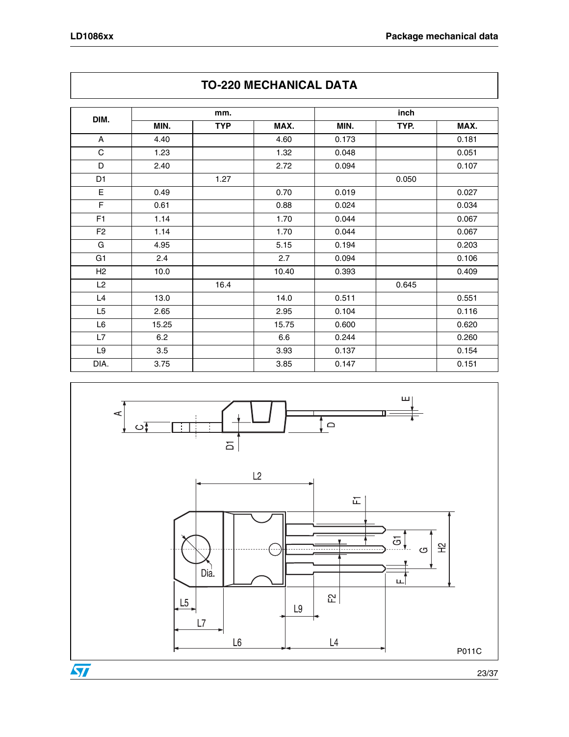## TO-220 MECHANICAL DATA

| DIM. | mm. | | | inch | | |
|---|---|---|---|---|---|---|
| | MIN. | TYP | MAX. | MIN. | TYP. | MAX. |
| A | 4.40 | | 4.60 | 0.173 | | 0.181 |
| C | 1.23 | | 1.32 | 0.048 | | 0.051 |
| D | 2.40 | | 2.72 | 0.094 | | 0.107 |
| D1 | | 1.27 | | | 0.050 | |
| E | 0.49 | | 0.70 | 0.019 | | 0.027 |
| F | 0.61 | | 0.88 | 0.024 | | 0.034 |
| F1 | 1.14 | | 1.70 | 0.044 | | 0.067 |
| F2 | 1.14 | | 1.70 | 0.044 | | 0.067 |
| G | 4.95 | | 5.15 | 0.194 | | 0.203 |
| G1 | 2.4 | | 2.7 | 0.094 | | 0.106 |
| H2 | 10.0 | | 10.40 | 0.393 | | 0.409 |
| L2 | | 16.4 | | | 0.645 | |
| L4 | 13.0 | | 14.0 | 0.511 | | 0.551 |
| L5 | 2.65 | | 2.95 | 0.104 | | 0.116 |
| L6 | 15.25 | | 15.75 | 0.600 | | 0.620 |
| L7 | 6.2 | | 6.6 | 0.244 | | 0.260 |
| L9 | 3.5 | | 3.93 | 0.137 | | 0.154 |
| DIA. | 3.75 | | 3.85 | 0.147 | | 0.151 |

P011C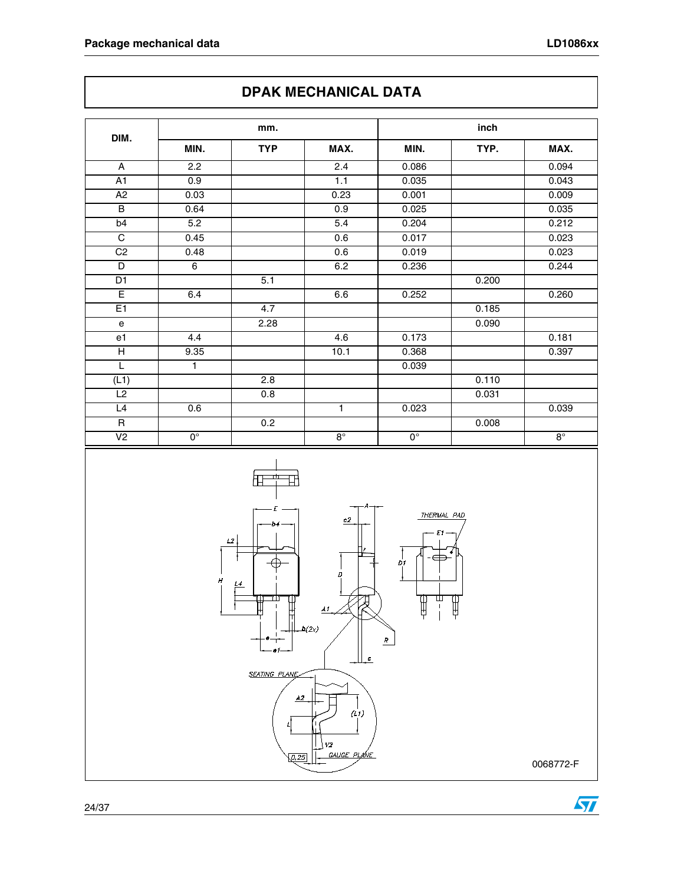## DPAK MECHANICAL DATA

| DIM. | mm. | | | inch | | |
|---|---|---|---|---|---|---|
| | MIN. | TYP | MAX. | MIN. | TYP. | MAX. |
| A | 2.2 | | 2.4 | 0.086 | | 0.094 |
| A1 | 0.9 | | 1.1 | 0.035 | | 0.043 |
| A2 | 0.03 | | 0.23 | 0.001 | | 0.009 |
| B | 0.64 | | 0.9 | 0.025 | | 0.035 |
| b4 | 5.2 | | 5.4 | 0.204 | | 0.212 |
| C | 0.45 | | 0.6 | 0.017 | | 0.023 |
| C2 | 0.48 | | 0.6 | 0.019 | | 0.023 |
| D | 6 | | 6.2 | 0.236 | | 0.244 |
| D1 | | 5.1 | | | 0.200 | |
| E | 6.4 | | 6.6 | 0.252 | | 0.260 |
| E1 | | 4.7 | | | 0.185 | |
| e | | 2.28 | | | 0.090 | |
| e1 | 4.4 | | 4.6 | 0.173 | | 0.181 |
| H | 9.35 | | 10.1 | 0.368 | | 0.397 |
| L | 1 | | | 0.039 | | |
| (L1) | | 2.8 | | | 0.110 | |
| L2 | | 0.8 | | | 0.031 | |
| L4 | 0.6 | | 1 | 0.023 | | 0.039 |
| R | | 0.2 | | | 0.008 | |
| V2 | 0° | | 8° | 0° | | 8° |

0068772-F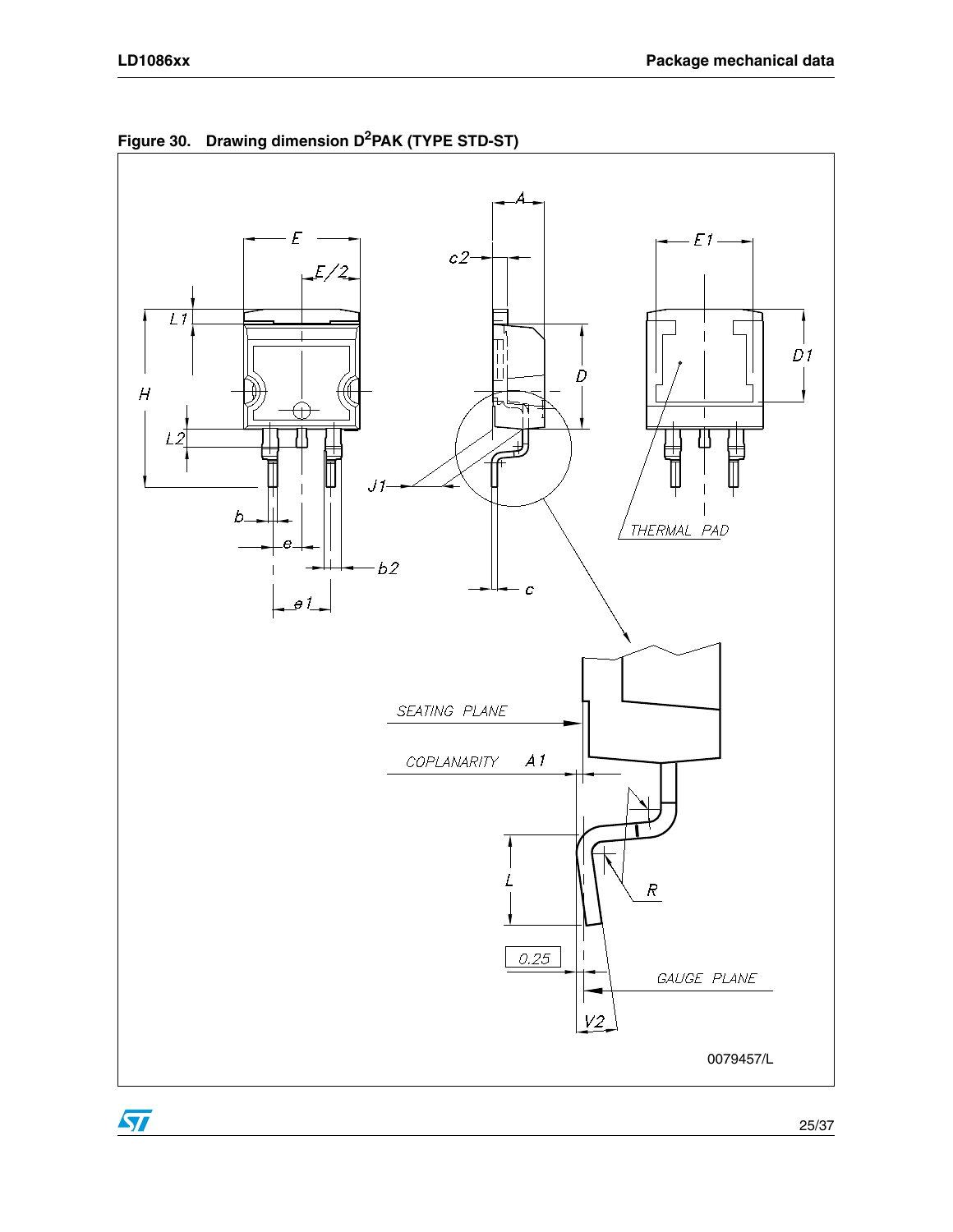**Figure 30. Drawing dimension $D^2$PAK (TYPE STD-ST)**

0079457/L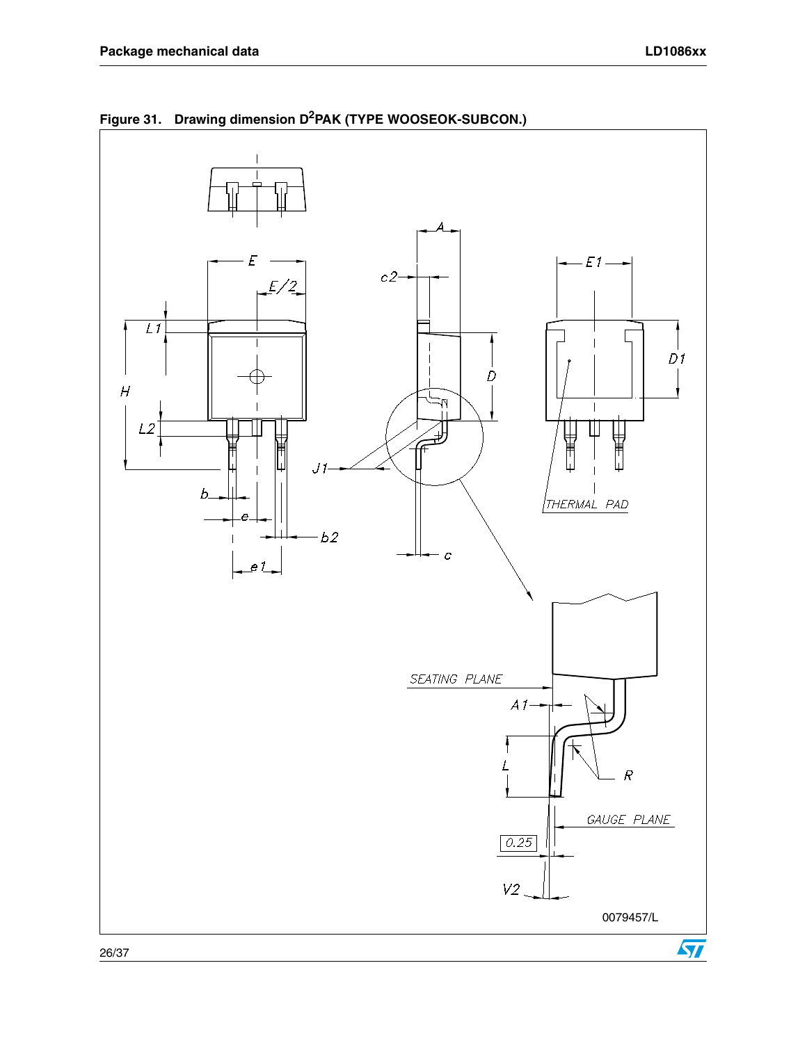**Figure 31. Drawing dimension D²PAK (TYPE WOOSEOK-SUBCON.)**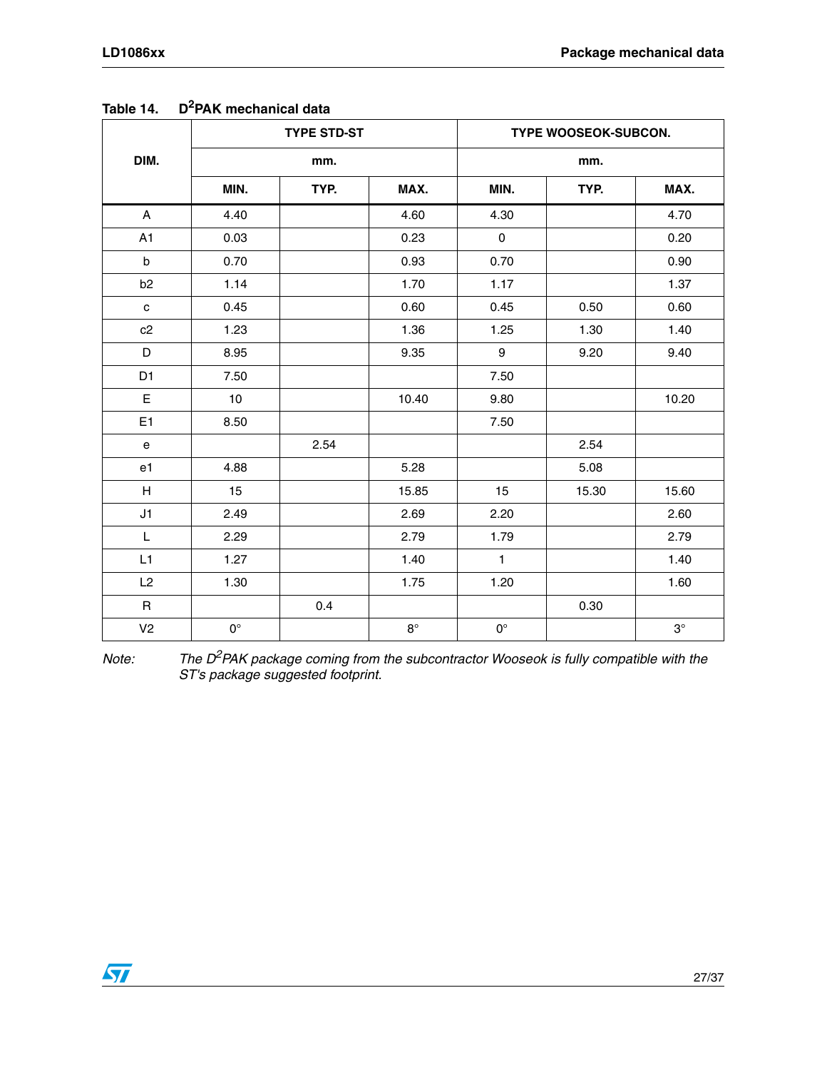**Table 14. $D^2PAK$ mechanical data**

| DIM. | TYPE STD-ST | | | TYPE WOOSEOK-SUBCON. | | |
|---|---|---|---|---|---|---|
| | mm. | | | mm. | | |
| | MIN. | TYP. | MAX. | MIN. | TYP. | MAX. |
| A | 4.40 | | 4.60 | 4.30 | | 4.70 |
| A1 | 0.03 | | 0.23 | 0 | | 0.20 |
| b | 0.70 | | 0.93 | 0.70 | | 0.90 |
| b2 | 1.14 | | 1.70 | 1.17 | | 1.37 |
| c | 0.45 | | 0.60 | 0.45 | 0.50 | 0.60 |
| c2 | 1.23 | | 1.36 | 1.25 | 1.30 | 1.40 |
| D | 8.95 | | 9.35 | 9 | 9.20 | 9.40 |
| D1 | 7.50 | | | 7.50 | | |
| E | 10 | | 10.40 | 9.80 | | 10.20 |
| E1 | 8.50 | | | 7.50 | | |
| e | | 2.54 | | | 2.54 | |
| e1 | 4.88 | | 5.28 | | 5.08 | |
| H | 15 | | 15.85 | 15 | 15.30 | 15.60 |
| J1 | 2.49 | | 2.69 | 2.20 | | 2.60 |
| L | 2.29 | | 2.79 | 1.79 | | 2.79 |
| L1 | 1.27 | | 1.40 | 1 | | 1.40 |
| L2 | 1.30 | | 1.75 | 1.20 | | 1.60 |
| R | | 0.4 | | | 0.30 | |
| V2 | 0° | | 8° | 0° | | 3° |

Note: *The $D^2PAK$ package coming from the subcontractor Wooseok is fully compatible with the ST's package suggested footprint.*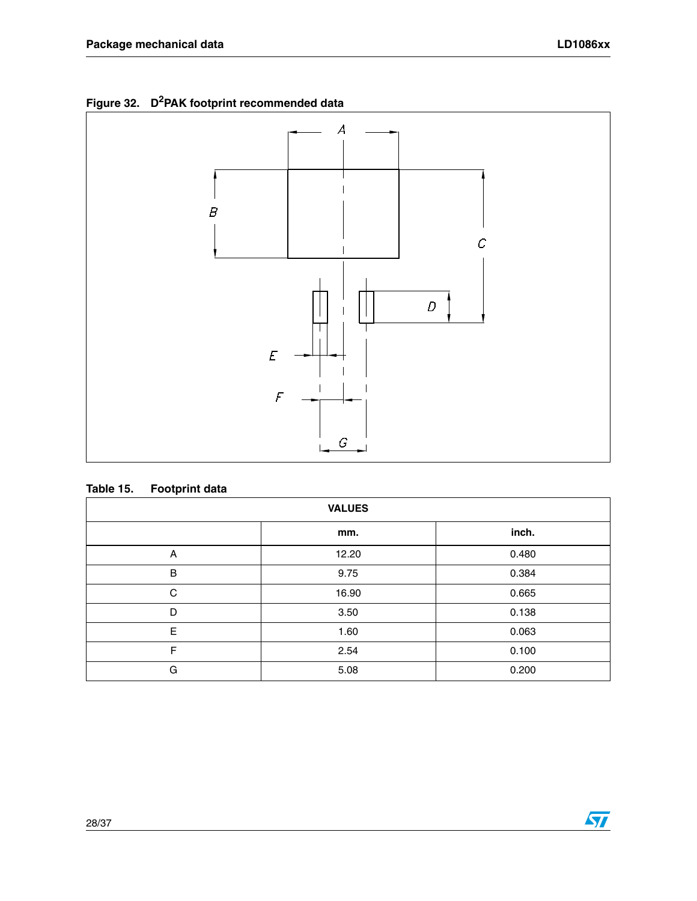Figure 32. D²PAK footprint recommended data

Table 15. Footprint data

| VALUES | | |
|---|---|---|
| | mm. | inch. |
| A | 12.20 | 0.480 |
| B | 9.75 | 0.384 |
| C | 16.90 | 0.665 |
| D | 3.50 | 0.138 |
| E | 1.60 | 0.063 |
| F | 2.54 | 0.100 |
| G | 5.08 | 0.200 |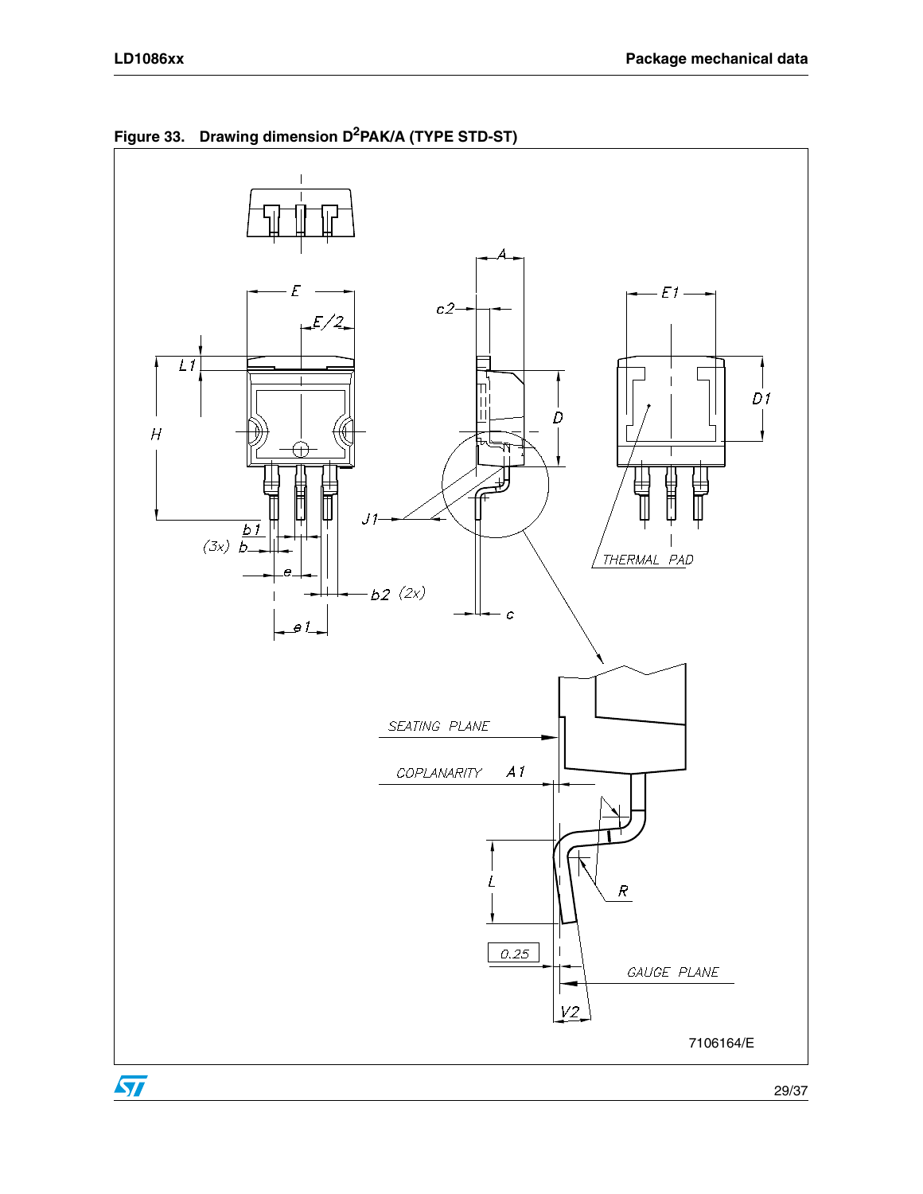**Figure 33. Drawing dimension $D^2$PAK/A (TYPE STD-ST)**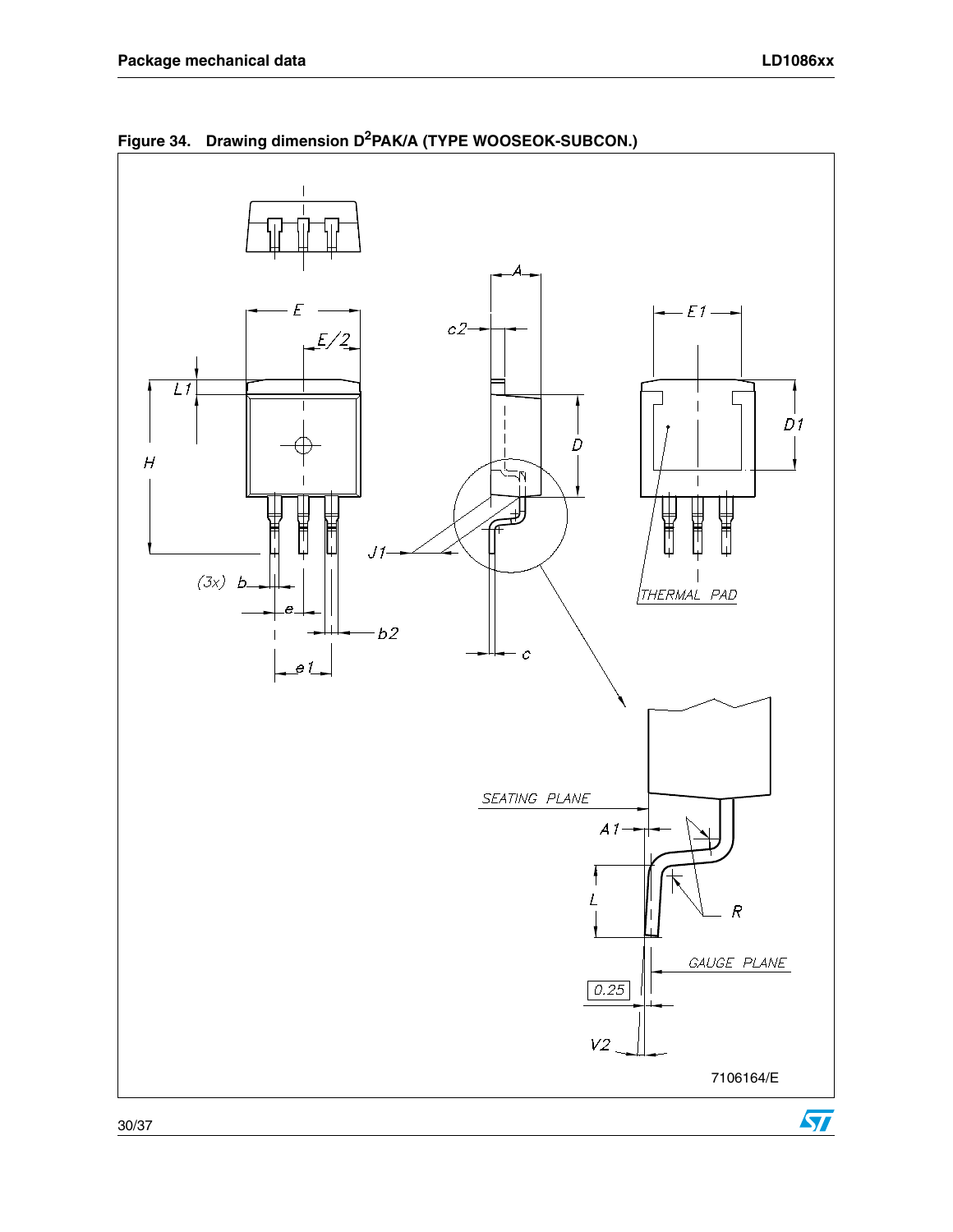**Figure 34. Drawing dimension $D^2$PAK/A (TYPE WOOSEOK-SUBCON.)**

E

E/2

L1

H

(3x) b

e

b2

e1

A

c2

D

J1

c

E1

D1

THERMAL PAD

SEATING PLANE

A1

L

R

GAUGE PLANE

0.25

V2

7106164/E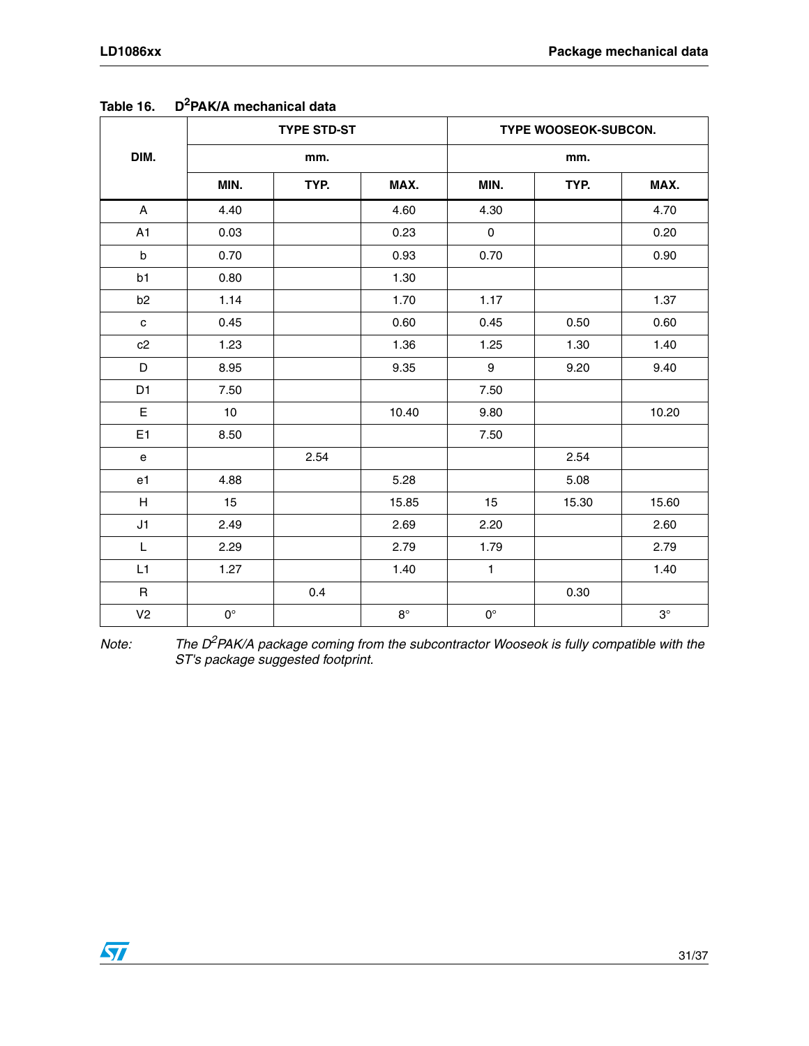**Table 16. $D^2PAK/A$ mechanical data**

| DIM. | TYPE STD-ST | | | TYPE WOOSEOK-SUBCON. | | |
|---|---|---|---|---|---|---|
| | mm. | | | mm. | | |
| | MIN. | TYP. | MAX. | MIN. | TYP. | MAX. |
| A | 4.40 | | 4.60 | 4.30 | | 4.70 |
| A1 | 0.03 | | 0.23 | 0 | | 0.20 |
| b | 0.70 | | 0.93 | 0.70 | | 0.90 |
| b1 | 0.80 | | 1.30 | | | |
| b2 | 1.14 | | 1.70 | 1.17 | | 1.37 |
| c | 0.45 | | 0.60 | 0.45 | 0.50 | 0.60 |
| c2 | 1.23 | | 1.36 | 1.25 | 1.30 | 1.40 |
| D | 8.95 | | 9.35 | 9 | 9.20 | 9.40 |
| D1 | 7.50 | | | 7.50 | | |
| E | 10 | | 10.40 | 9.80 | | 10.20 |
| E1 | 8.50 | | | 7.50 | | |
| e | | 2.54 | | | 2.54 | |
| e1 | 4.88 | | 5.28 | | 5.08 | |
| H | 15 | | 15.85 | 15 | 15.30 | 15.60 |
| J1 | 2.49 | | 2.69 | 2.20 | | 2.60 |
| L | 2.29 | | 2.79 | 1.79 | | 2.79 |
| L1 | 1.27 | | 1.40 | 1 | | 1.40 |
| R | | 0.4 | | | 0.30 | |
| V2 | 0° | | 8° | 0° | | 3° |

*Note: The $D^2PAK/A$ package coming from the subcontractor Wooseok is fully compatible with the ST's package suggested footprint.*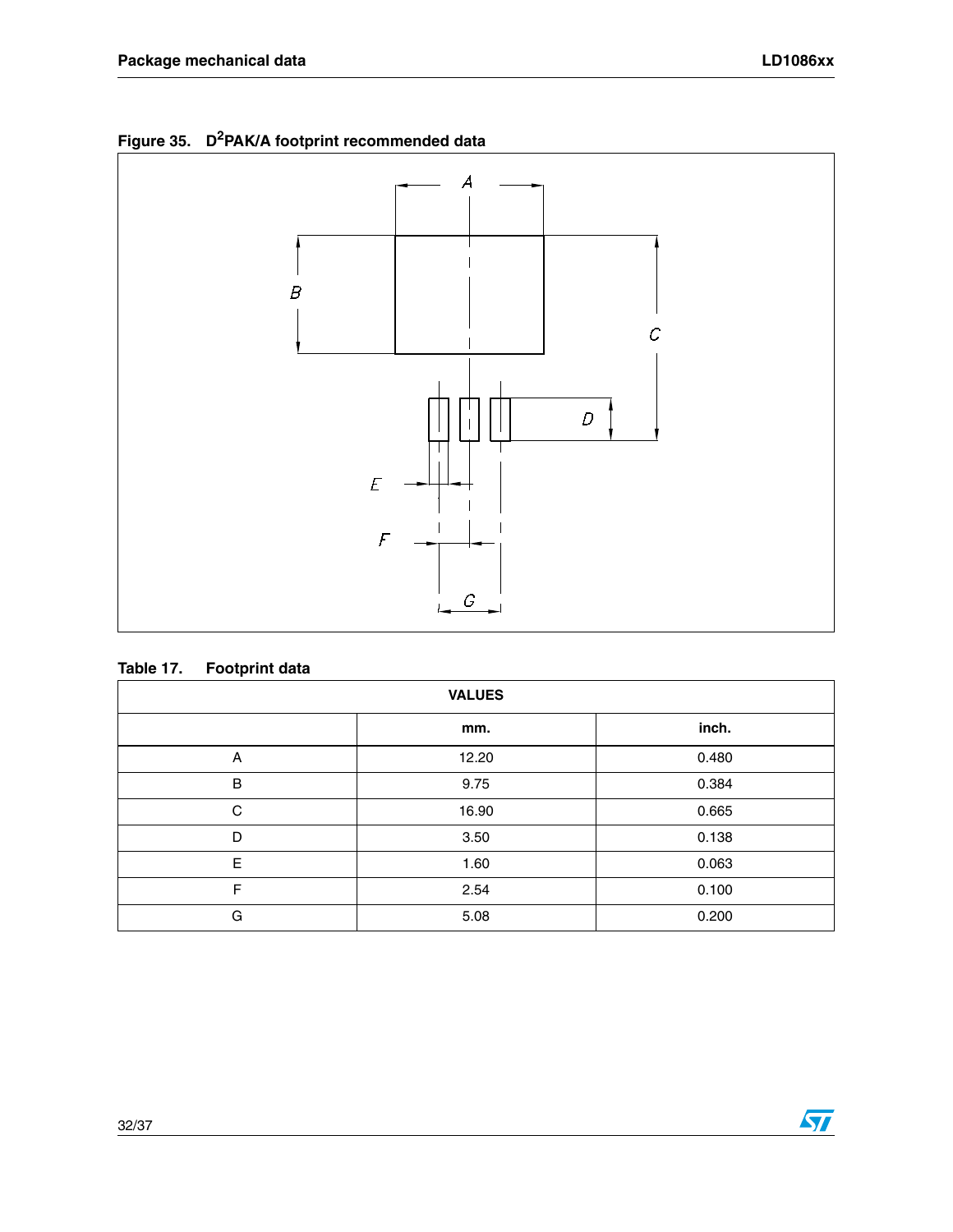**Figure 35. D²PAK/A footprint recommended data**

**Table 17. Footprint data**

| | VALUES | |
|---|---|---|
| | mm. | inch. |
| A | 12.20 | 0.480 |
| B | 9.75 | 0.384 |
| C | 16.90 | 0.665 |
| D | 3.50 | 0.138 |
| E | 1.60 | 0.063 |
| F | 2.54 | 0.100 |
| G | 5.08 | 0.200 |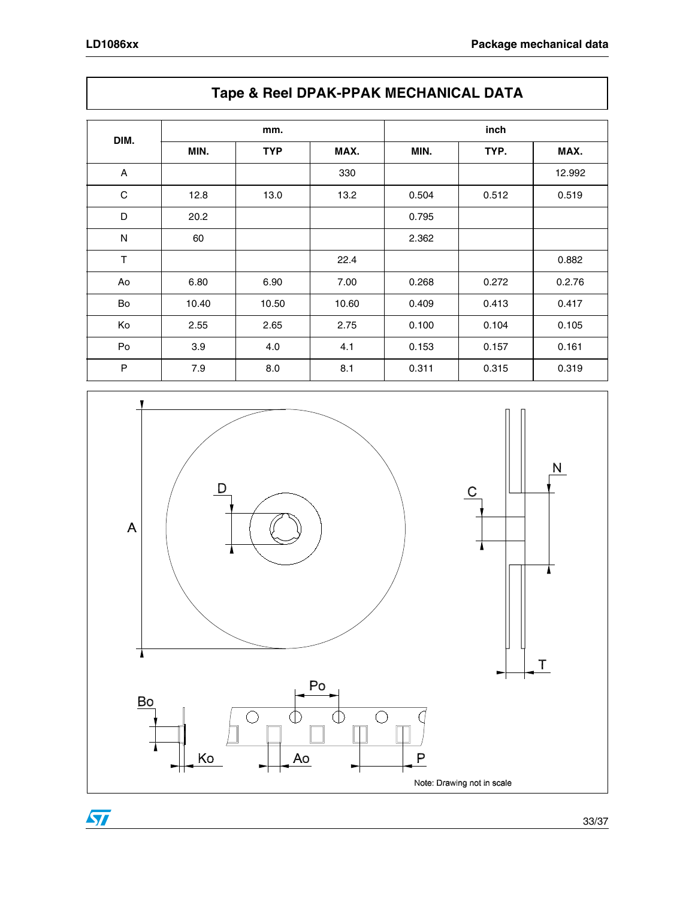## Tape & Reel DPAK-PPAK MECHANICAL DATA

| DIM. | mm. | | | inch | | |
|---|---|---|---|---|---|---|
| | MIN. | TYP | MAX. | MIN. | TYP. | MAX. |
| A | | | 330 | | | 12.992 |
| C | 12.8 | 13.0 | 13.2 | 0.504 | 0.512 | 0.519 |
| D | 20.2 | | | 0.795 | | |
| N | 60 | | | 2.362 | | |
| T | | | 22.4 | | | 0.882 |
| Ao | 6.80 | 6.90 | 7.00 | 0.268 | 0.272 | 0.2.76 |
| Bo | 10.40 | 10.50 | 10.60 | 0.409 | 0.413 | 0.417 |
| Ko | 2.55 | 2.65 | 2.75 | 0.100 | 0.104 | 0.105 |
| Po | 3.9 | 4.0 | 4.1 | 0.153 | 0.157 | 0.161 |
| P | 7.9 | 8.0 | 8.1 | 0.311 | 0.315 | 0.319 |

Note: Drawing not in scale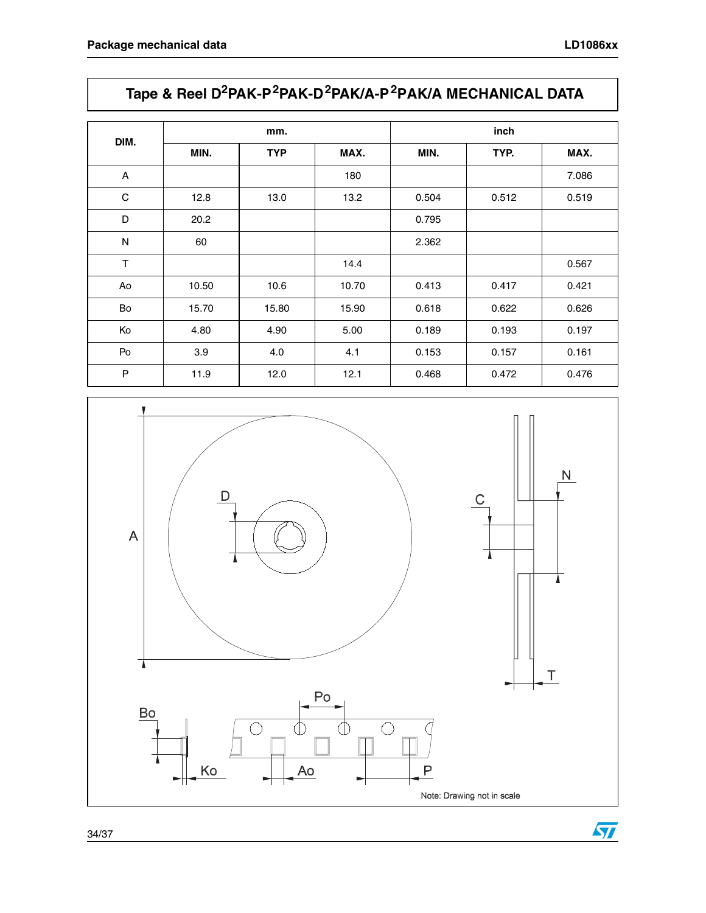## Tape & Reel D²PAK-P²PAK-D²PAK/A-P²PAK/A MECHANICAL DATA

| DIM. | mm. | | | inch | | |
|---|---|---|---|---|---|---|
| | MIN. | TYP | MAX. | MIN. | TYP. | MAX. |
| A | | | 180 | | | 7.086 |
| C | 12.8 | 13.0 | 13.2 | 0.504 | 0.512 | 0.519 |
| D | 20.2 | | | 0.795 | | |
| N | 60 | | | 2.362 | | |
| T | | | 14.4 | | | 0.567 |
| Ao | 10.50 | 10.6 | 10.70 | 0.413 | 0.417 | 0.421 |
| Bo | 15.70 | 15.80 | 15.90 | 0.618 | 0.622 | 0.626 |
| Ko | 4.80 | 4.90 | 5.00 | 0.189 | 0.193 | 0.197 |
| Po | 3.9 | 4.0 | 4.1 | 0.153 | 0.157 | 0.161 |
| P | 11.9 | 12.0 | 12.1 | 0.468 | 0.472 | 0.476 |

Note: Drawing not in scale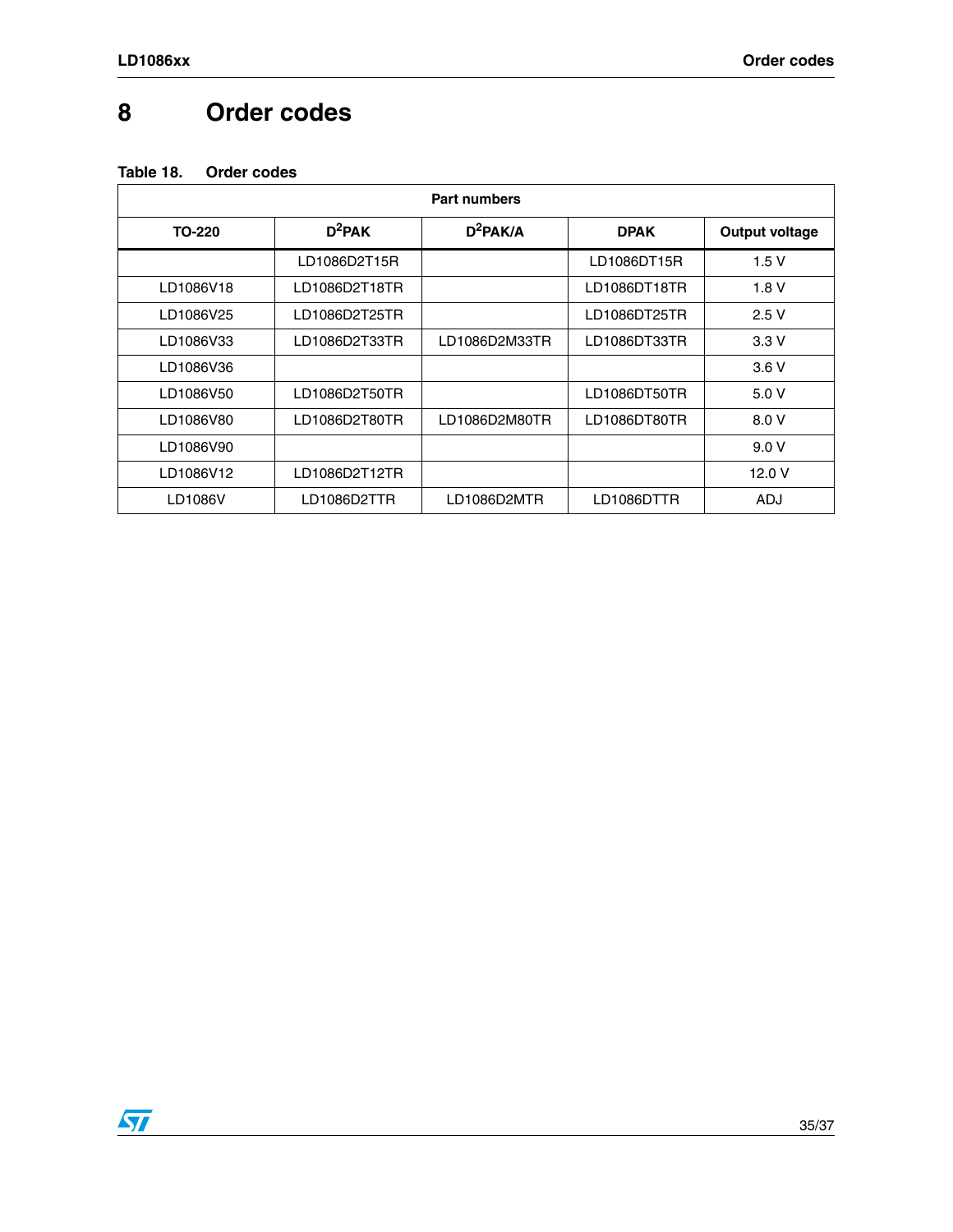# 8 Order codes

**Table 18. Order codes**

| Part numbers | | | | |
|---|---|---|---|---|
| **TO-220** | **$D^2$PAK** | **$D^2$PAK/A** | **DPAK** | **Output voltage** |
| | LD1086D2T15R | | LD1086DT15R | 1.5 V |
| LD1086V18 | LD1086D2T18TR | | LD1086DT18TR | 1.8 V |
| LD1086V25 | LD1086D2T25TR | | LD1086DT25TR | 2.5 V |
| LD1086V33 | LD1086D2T33TR | LD1086D2M33TR | LD1086DT33TR | 3.3 V |
| LD1086V36 | | | | 3.6 V |
| LD1086V50 | LD1086D2T50TR | | LD1086DT50TR | 5.0 V |
| LD1086V80 | LD1086D2T80TR | LD1086D2M80TR | LD1086DT80TR | 8.0 V |
| LD1086V90 | | | | 9.0 V |
| LD1086V12 | LD1086D2T12TR | | | 12.0 V |
| LD1086V | LD1086D2TTR | LD1086D2MTR | LD1086DTTR | ADJ |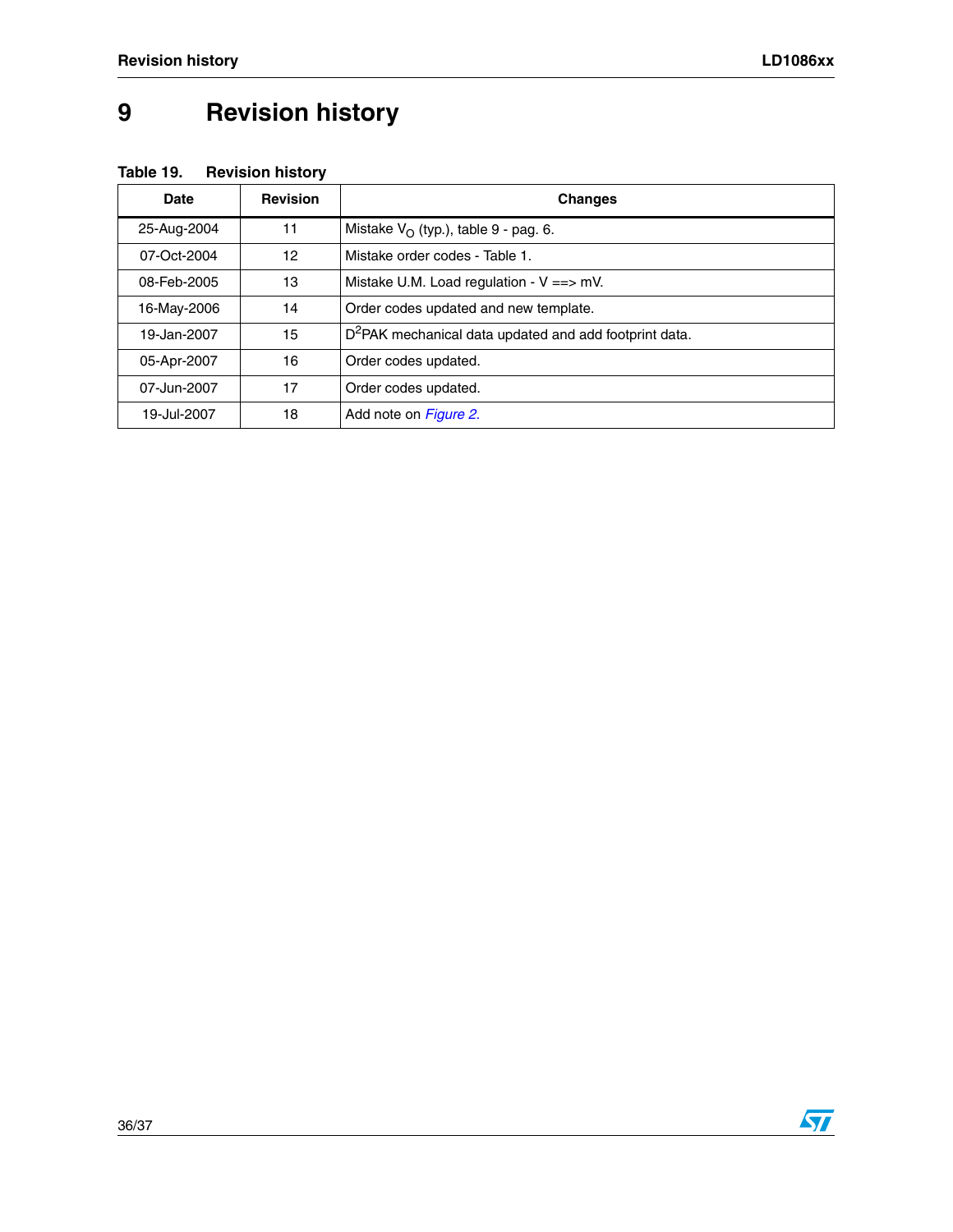# 9 Revision history

**Table 19. Revision history**

| Date | Revision | Changes |
|---|---|---|
| 25-Aug-2004 | 11 | Mistake $V_O$ (typ.), table 9 - pag. 6. |
| 07-Oct-2004 | 12 | Mistake order codes - Table 1. |
| 08-Feb-2005 | 13 | Mistake U.M. Load regulation - V ==> mV. |
| 16-May-2006 | 14 | Order codes updated and new template. |
| 19-Jan-2007 | 15 | $D^2$PAK mechanical data updated and add footprint data. |
| 05-Apr-2007 | 16 | Order codes updated. |
| 07-Jun-2007 | 17 | Order codes updated. |
| 19-Jul-2007 | 18 | Add note on *Figure 2.* |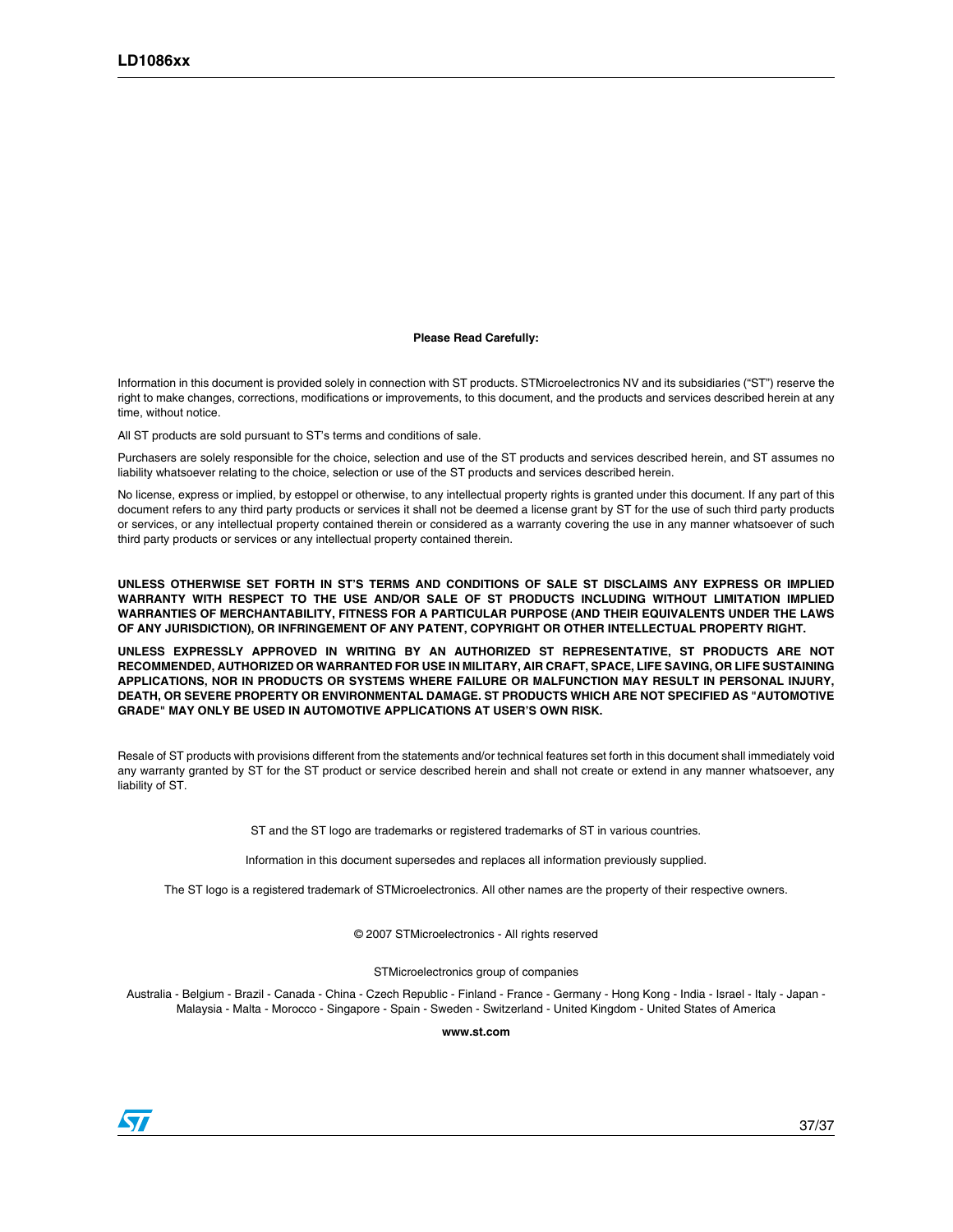**Please Read Carefully:**

Information in this document is provided solely in connection with ST products. STMicroelectronics NV and its subsidiaries ("ST") reserve the right to make changes, corrections, modifications or improvements, to this document, and the products and services described herein at any time, without notice.

All ST products are sold pursuant to ST's terms and conditions of sale.

Purchasers are solely responsible for the choice, selection and use of the ST products and services described herein, and ST assumes no liability whatsoever relating to the choice, selection or use of the ST products and services described herein.

No license, express or implied, by estoppel or otherwise, to any intellectual property rights is granted under this document. If any part of this document refers to any third party products or services it shall not be deemed a license grant by ST for the use of such third party products or services, or any intellectual property contained therein or considered as a warranty covering the use in any manner whatsoever of such third party products or services or any intellectual property contained therein.

**UNLESS OTHERWISE SET FORTH IN ST'S TERMS AND CONDITIONS OF SALE ST DISCLAIMS ANY EXPRESS OR IMPLIED WARRANTY WITH RESPECT TO THE USE AND/OR SALE OF ST PRODUCTS INCLUDING WITHOUT LIMITATION IMPLIED WARRANTIES OF MERCHANTABILITY, FITNESS FOR A PARTICULAR PURPOSE (AND THEIR EQUIVALENTS UNDER THE LAWS OF ANY JURISDICTION), OR INFRINGEMENT OF ANY PATENT, COPYRIGHT OR OTHER INTELLECTUAL PROPERTY RIGHT.**

**UNLESS EXPRESSLY APPROVED IN WRITING BY AN AUTHORIZED ST REPRESENTATIVE, ST PRODUCTS ARE NOT RECOMMENDED, AUTHORIZED OR WARRANTED FOR USE IN MILITARY, AIR CRAFT, SPACE, LIFE SAVING, OR LIFE SUSTAINING APPLICATIONS, NOR IN PRODUCTS OR SYSTEMS WHERE FAILURE OR MALFUNCTION MAY RESULT IN PERSONAL INJURY, DEATH, OR SEVERE PROPERTY OR ENVIRONMENTAL DAMAGE. ST PRODUCTS WHICH ARE NOT SPECIFIED AS "AUTOMOTIVE GRADE" MAY ONLY BE USED IN AUTOMOTIVE APPLICATIONS AT USER'S OWN RISK.**

Resale of ST products with provisions different from the statements and/or technical features set forth in this document shall immediately void any warranty granted by ST for the ST product or service described herein and shall not create or extend in any manner whatsoever, any liability of ST.

ST and the ST logo are trademarks or registered trademarks of ST in various countries.

Information in this document supersedes and replaces all information previously supplied.

The ST logo is a registered trademark of STMicroelectronics. All other names are the property of their respective owners.

© 2007 STMicroelectronics - All rights reserved

STMicroelectronics group of companies

Australia - Belgium - Brazil - Canada - China - Czech Republic - Finland - France - Germany - Hong Kong - India - Israel - Italy - Japan - Malaysia - Malta - Morocco - Singapore - Spain - Sweden - Switzerland - United Kingdom - United States of America

**www.st.com**